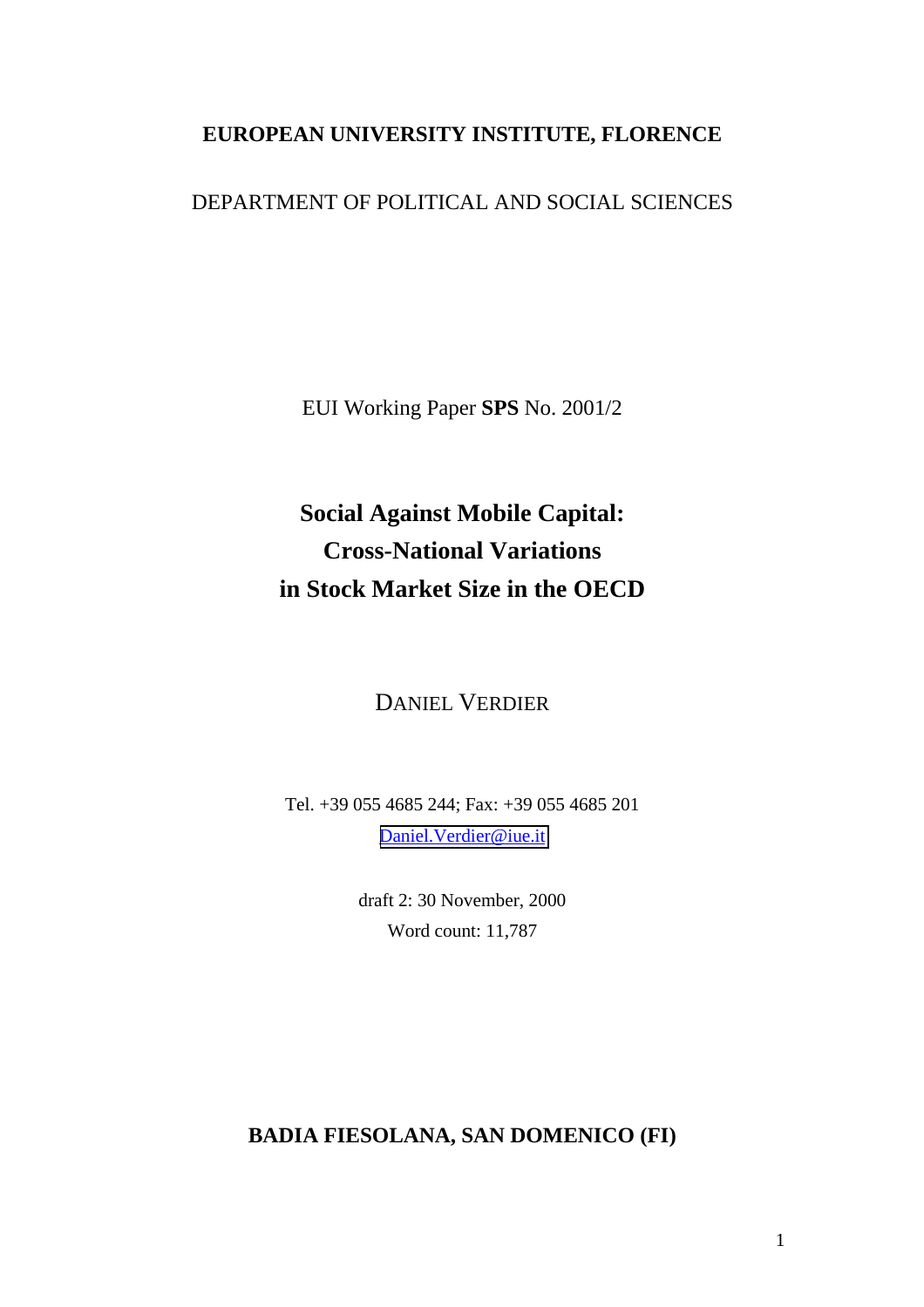**EUROPEAN UNIVERSITY INSTITUTE, FLORENCE**

DEPARTMENT OF POLITICAL AND SOCIAL SCIENCES

EUI Working Paper **SPS** No. 2001/2

# Social Against Mobile Capital: Cross-National Variations in Stock Market Size in the OECD

DANIEL VERDIER

Tel. +39 055 4685 244; Fax: +39 055 4685 201

Daniel.Verdier@iue.it

draft 2: 30 November, 2000

Word count: 11,787

**BADIA FIESOLANA, SAN DOMENICO (FI)**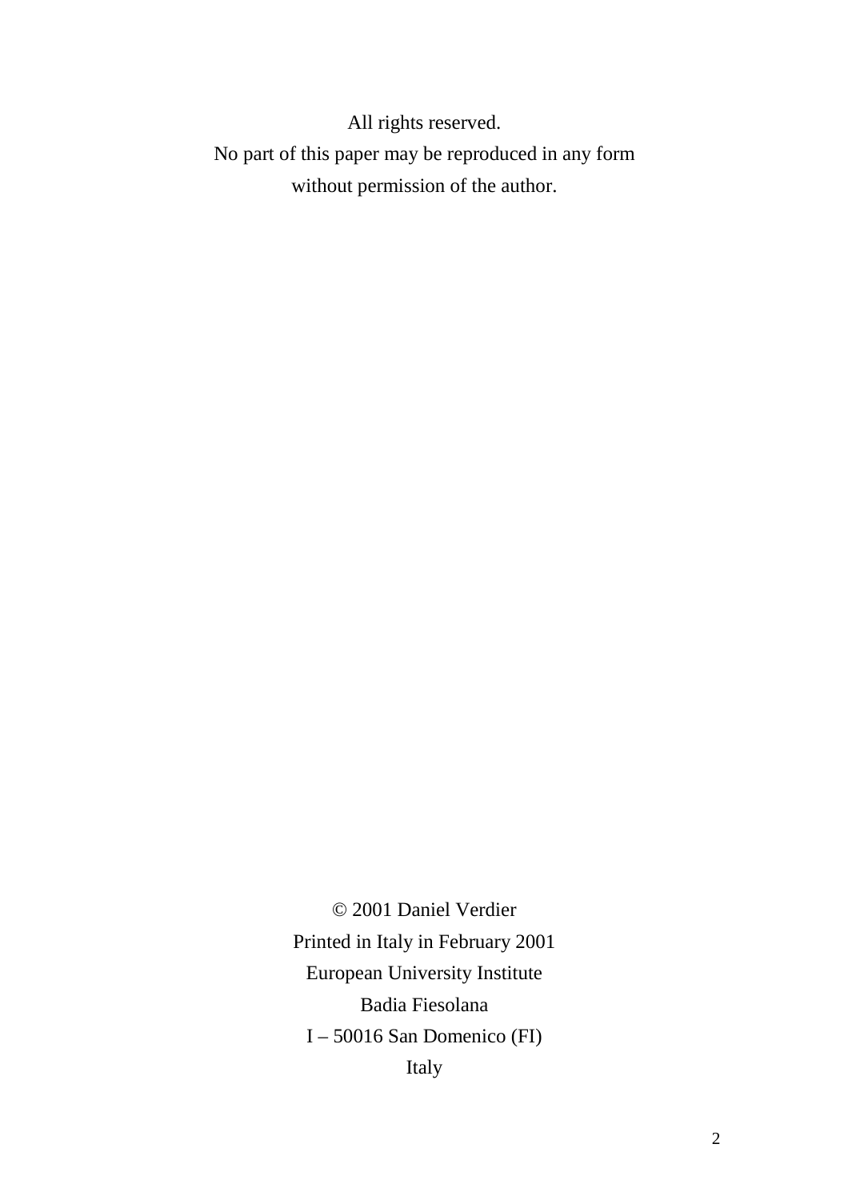All rights reserved.
No part of this paper may be reproduced in any form
without permission of the author.

© 2001 Daniel Verdier
Printed in Italy in February 2001
European University Institute
Badia Fiesolana
I – 50016 San Domenico (FI)
Italy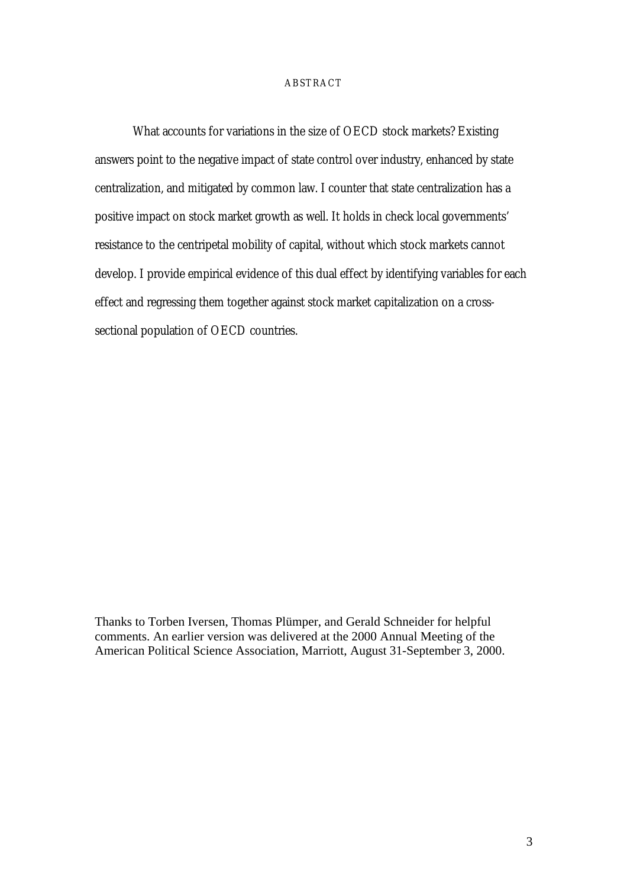## ABSTRACT

What accounts for variations in the size of OECD stock markets? Existing answers point to the negative impact of state control over industry, enhanced by state centralization, and mitigated by common law. I counter that state centralization has a positive impact on stock market growth as well. It holds in check local governments' resistance to the centripetal mobility of capital, without which stock markets cannot develop. I provide empirical evidence of this dual effect by identifying variables for each effect and regressing them together against stock market capitalization on a cross-sectional population of OECD countries.

Thanks to Torben Iversen, Thomas Plümper, and Gerald Schneider for helpful comments. An earlier version was delivered at the 2000 Annual Meeting of the American Political Science Association, Marriott, August 31-September 3, 2000.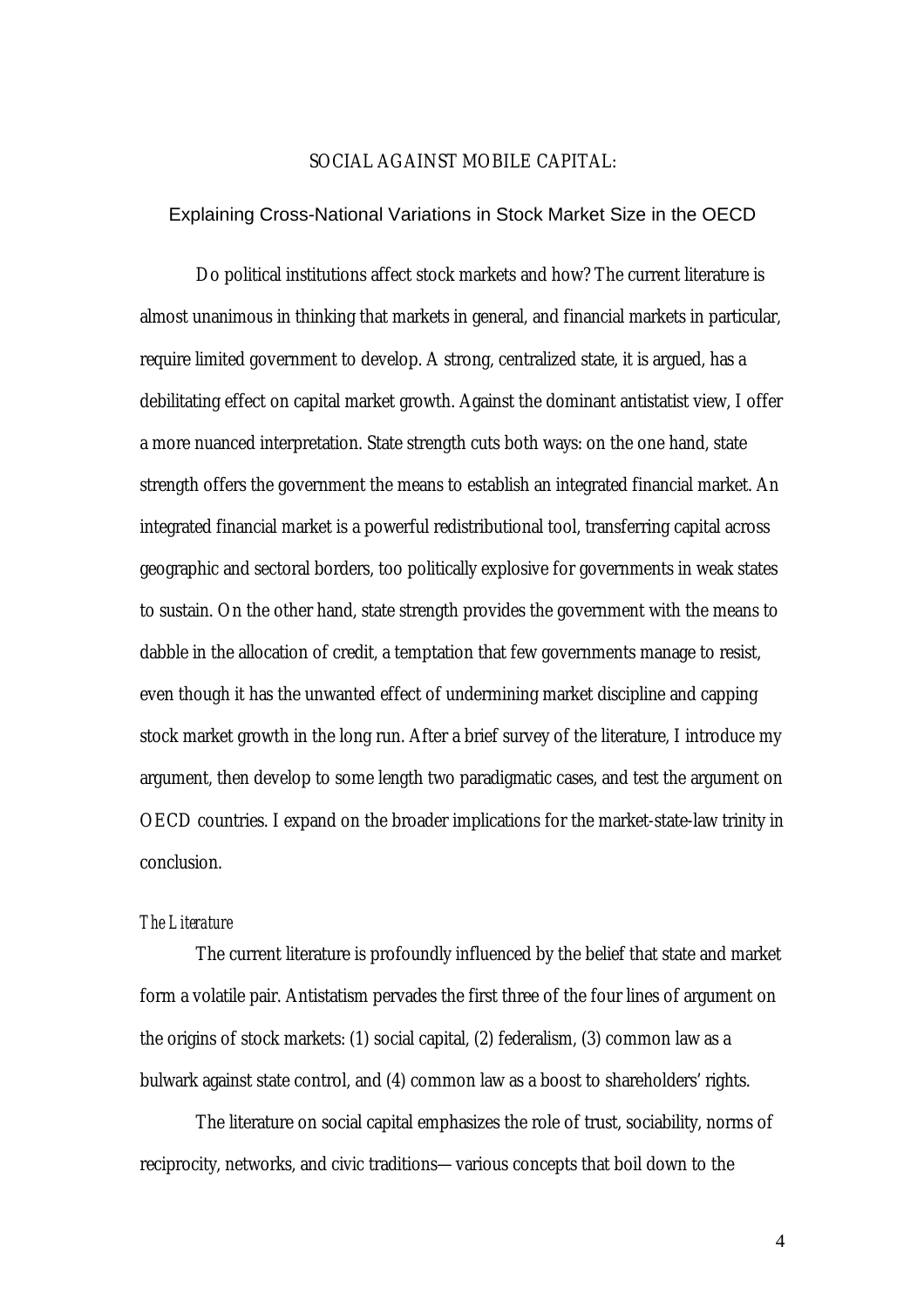# SOCIAL AGAINST MOBILE CAPITAL:

## Explaining Cross-National Variations in Stock Market Size in the OECD

Do political institutions affect stock markets and how? The current literature is almost unanimous in thinking that markets in general, and financial markets in particular, require limited government to develop. A strong, centralized state, it is argued, has a debilitating effect on capital market growth. Against the dominant antistatist view, I offer a more nuanced interpretation. State strength cuts both ways: on the one hand, state strength offers the government the means to establish an integrated financial market. An integrated financial market is a powerful redistributional tool, transferring capital across geographic and sectoral borders, too politically explosive for governments in weak states to sustain. On the other hand, state strength provides the government with the means to dabble in the allocation of credit, a temptation that few governments manage to resist, even though it has the unwanted effect of undermining market discipline and capping stock market growth in the long run. After a brief survey of the literature, I introduce my argument, then develop to some length two paradigmatic cases, and test the argument on OECD countries. I expand on the broader implications for the market-state-law trinity in conclusion.

### *The Literature*

The current literature is profoundly influenced by the belief that state and market form a volatile pair. Antistatism pervades the first three of the four lines of argument on the origins of stock markets: (1) social capital, (2) federalism, (3) common law as a bulwark against state control, and (4) common law as a boost to shareholders' rights.

The literature on social capital emphasizes the role of trust, sociability, norms of reciprocity, networks, and civic traditions—various concepts that boil down to the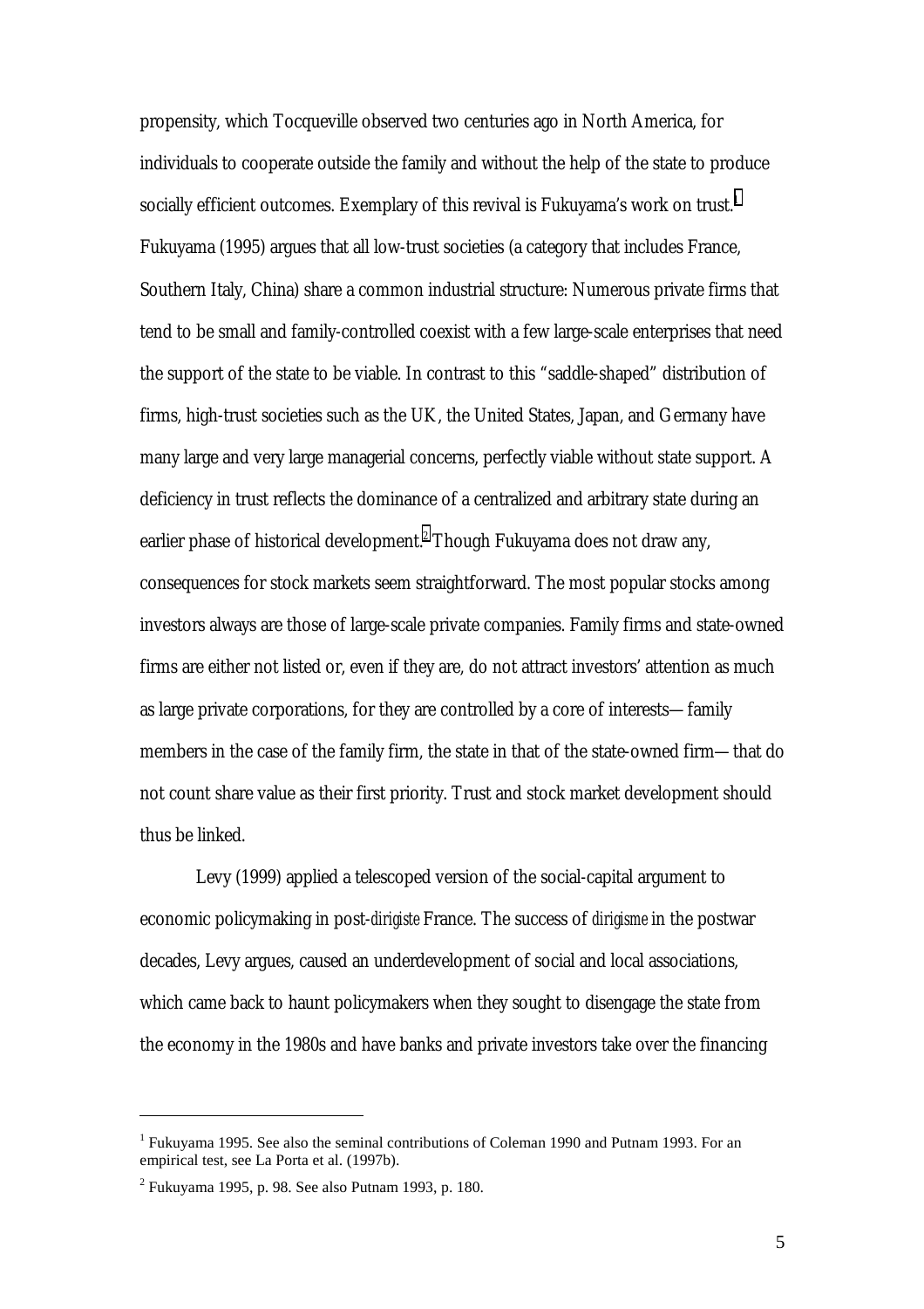propensity, which Tocqueville observed two centuries ago in North America, for individuals to cooperate outside the family and without the help of the state to produce socially efficient outcomes. Exemplary of this revival is Fukuyama's work on trust.[1] Fukuyama (1995) argues that all low-trust societies (a category that includes France, Southern Italy, China) share a common industrial structure: Numerous private firms that tend to be small and family-controlled coexist with a few large-scale enterprises that need the support of the state to be viable. In contrast to this "saddle-shaped" distribution of firms, high-trust societies such as the UK, the United States, Japan, and Germany have many large and very large managerial concerns, perfectly viable without state support. A deficiency in trust reflects the dominance of a centralized and arbitrary state during an earlier phase of historical development.[2] Though Fukuyama does not draw any, consequences for stock markets seem straightforward. The most popular stocks among investors always are those of large-scale private companies. Family firms and state-owned firms are either not listed or, even if they are, do not attract investors' attention as much as large private corporations, for they are controlled by a core of interests—family members in the case of the family firm, the state in that of the state-owned firm—that do not count share value as their first priority. Trust and stock market development should thus be linked.

Levy (1999) applied a telescoped version of the social-capital argument to economic policymaking in post-*dirigiste* France. The success of *dirigisme* in the postwar decades, Levy argues, caused an underdevelopment of social and local associations, which came back to haunt policymakers when they sought to disengage the state from the economy in the 1980s and have banks and private investors take over the financing

---

[1] Fukuyama 1995. See also the seminal contributions of Coleman 1990 and Putnam 1993. For an empirical test, see La Porta et al. (1997b).

[2] Fukuyama 1995, p. 98. See also Putnam 1993, p. 180.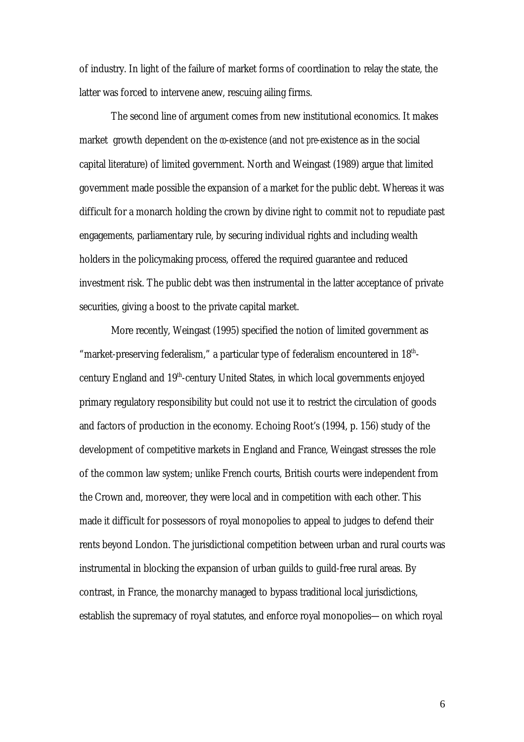of industry. In light of the failure of market forms of coordination to relay the state, the latter was forced to intervene anew, rescuing ailing firms.

The second line of argument comes from new institutional economics. It makes market growth dependent on the *co*-existence (and not *pre*-existence as in the social capital literature) of limited government. North and Weingast (1989) argue that limited government made possible the expansion of a market for the public debt. Whereas it was difficult for a monarch holding the crown by divine right to commit not to repudiate past engagements, parliamentary rule, by securing individual rights and including wealth holders in the policymaking process, offered the required guarantee and reduced investment risk. The public debt was then instrumental in the latter acceptance of private securities, giving a boost to the private capital market.

More recently, Weingast (1995) specified the notion of limited government as "market-preserving federalism," a particular type of federalism encountered in 18th-century England and 19th-century United States, in which local governments enjoyed primary regulatory responsibility but could not use it to restrict the circulation of goods and factors of production in the economy. Echoing Root's (1994, p. 156) study of the development of competitive markets in England and France, Weingast stresses the role of the common law system; unlike French courts, British courts were independent from the Crown and, moreover, they were local and in competition with each other. This made it difficult for possessors of royal monopolies to appeal to judges to defend their rents beyond London. The jurisdictional competition between urban and rural courts was instrumental in blocking the expansion of urban guilds to guild-free rural areas. By contrast, in France, the monarchy managed to bypass traditional local jurisdictions, establish the supremacy of royal statutes, and enforce royal monopolies—on which royal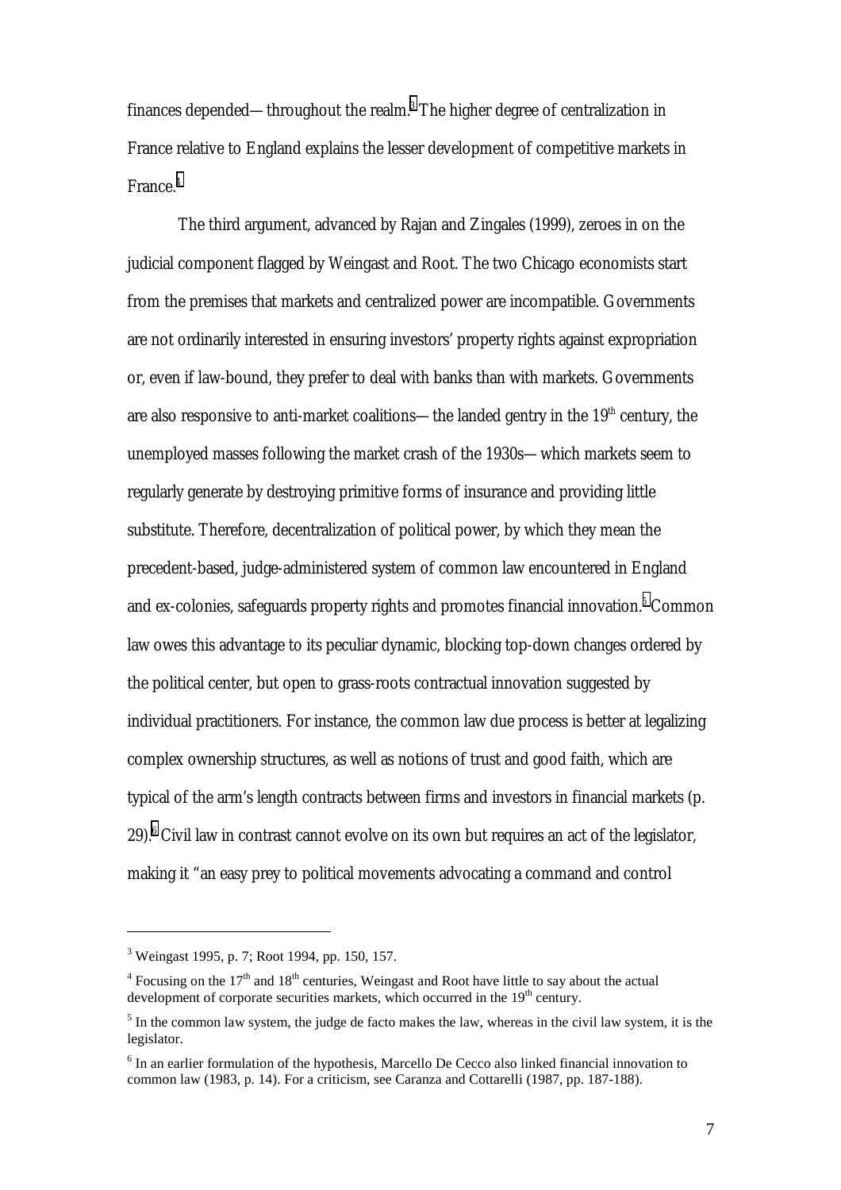finances depended—throughout the realm.[3] The higher degree of centralization in France relative to England explains the lesser development of competitive markets in France.[4]

The third argument, advanced by Rajan and Zingales (1999), zeroes in on the judicial component flagged by Weingast and Root. The two Chicago economists start from the premises that markets and centralized power are incompatible. Governments are not ordinarily interested in ensuring investors' property rights against expropriation or, even if law-bound, they prefer to deal with banks than with markets. Governments are also responsive to anti-market coalitions—the landed gentry in the 19th century, the unemployed masses following the market crash of the 1930s—which markets seem to regularly generate by destroying primitive forms of insurance and providing little substitute. Therefore, decentralization of political power, by which they mean the precedent-based, judge-administered system of common law encountered in England and ex-colonies, safeguards property rights and promotes financial innovation.[5] Common law owes this advantage to its peculiar dynamic, blocking top-down changes ordered by the political center, but open to grass-roots contractual innovation suggested by individual practitioners. For instance, the common law due process is better at legalizing complex ownership structures, as well as notions of trust and good faith, which are typical of the arm's length contracts between firms and investors in financial markets (p. 29).[6] Civil law in contrast cannot evolve on its own but requires an act of the legislator, making it "an easy prey to political movements advocating a command and control

---

[3] Weingast 1995, p. 7; Root 1994, pp. 150, 157.

[4] Focusing on the 17th and 18th centuries, Weingast and Root have little to say about the actual development of corporate securities markets, which occurred in the 19th century.

[5] In the common law system, the judge de facto makes the law, whereas in the civil law system, it is the legislator.

[6] In an earlier formulation of the hypothesis, Marcello De Cecco also linked financial innovation to common law (1983, p. 14). For a criticism, see Caranza and Cottarelli (1987, pp. 187-188).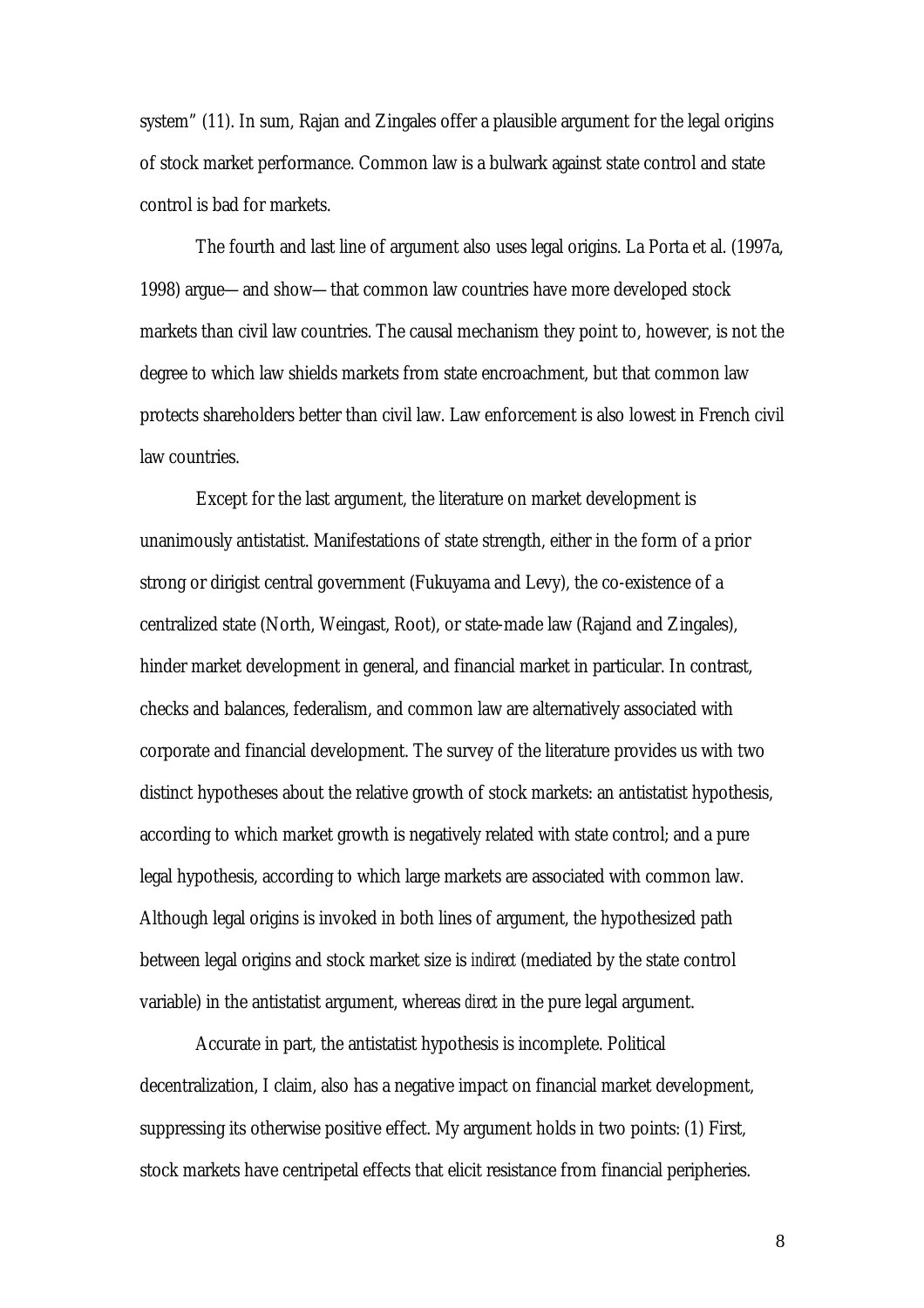system" (11). In sum, Rajan and Zingales offer a plausible argument for the legal origins of stock market performance. Common law is a bulwark against state control and state control is bad for markets.

The fourth and last line of argument also uses legal origins. La Porta et al. (1997a, 1998) argue—and show—that common law countries have more developed stock markets than civil law countries. The causal mechanism they point to, however, is not the degree to which law shields markets from state encroachment, but that common law protects shareholders better than civil law. Law enforcement is also lowest in French civil law countries.

Except for the last argument, the literature on market development is unanimously antistatist. Manifestations of state strength, either in the form of a prior strong or dirigist central government (Fukuyama and Levy), the co-existence of a centralized state (North, Weingast, Root), or state-made law (Rajand and Zingales), hinder market development in general, and financial market in particular. In contrast, checks and balances, federalism, and common law are alternatively associated with corporate and financial development. The survey of the literature provides us with two distinct hypotheses about the relative growth of stock markets: an antistatist hypothesis, according to which market growth is negatively related with state control; and a pure legal hypothesis, according to which large markets are associated with common law. Although legal origins is invoked in both lines of argument, the hypothesized path between legal origins and stock market size is *indirect* (mediated by the state control variable) in the antistatist argument, whereas *direct* in the pure legal argument.

Accurate in part, the antistatist hypothesis is incomplete. Political decentralization, I claim, also has a negative impact on financial market development, suppressing its otherwise positive effect. My argument holds in two points: (1) First, stock markets have centripetal effects that elicit resistance from financial peripheries.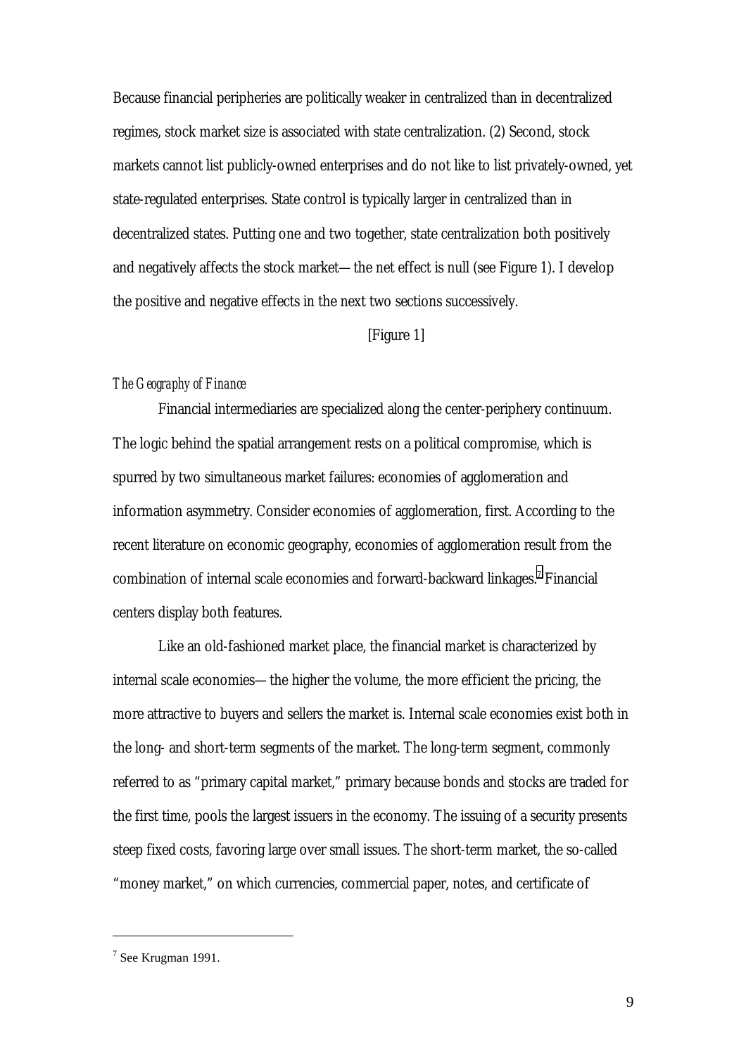Because financial peripheries are politically weaker in centralized than in decentralized regimes, stock market size is associated with state centralization. (2) Second, stock markets cannot list publicly-owned enterprises and do not like to list privately-owned, yet state-regulated enterprises. State control is typically larger in centralized than in decentralized states. Putting one and two together, state centralization both positively and negatively affects the stock market—the net effect is null (see Figure 1). I develop the positive and negative effects in the next two sections successively.

[Figure 1]

*The Geography of Finance*

Financial intermediaries are specialized along the center-periphery continuum. The logic behind the spatial arrangement rests on a political compromise, which is spurred by two simultaneous market failures: economies of agglomeration and information asymmetry. Consider economies of agglomeration, first. According to the recent literature on economic geography, economies of agglomeration result from the combination of internal scale economies and forward-backward linkages.[7] Financial centers display both features.

Like an old-fashioned market place, the financial market is characterized by internal scale economies—the higher the volume, the more efficient the pricing, the more attractive to buyers and sellers the market is. Internal scale economies exist both in the long- and short-term segments of the market. The long-term segment, commonly referred to as "primary capital market," primary because bonds and stocks are traded for the first time, pools the largest issuers in the economy. The issuing of a security presents steep fixed costs, favoring large over small issues. The short-term market, the so-called "money market," on which currencies, commercial paper, notes, and certificate of

[7] See Krugman 1991.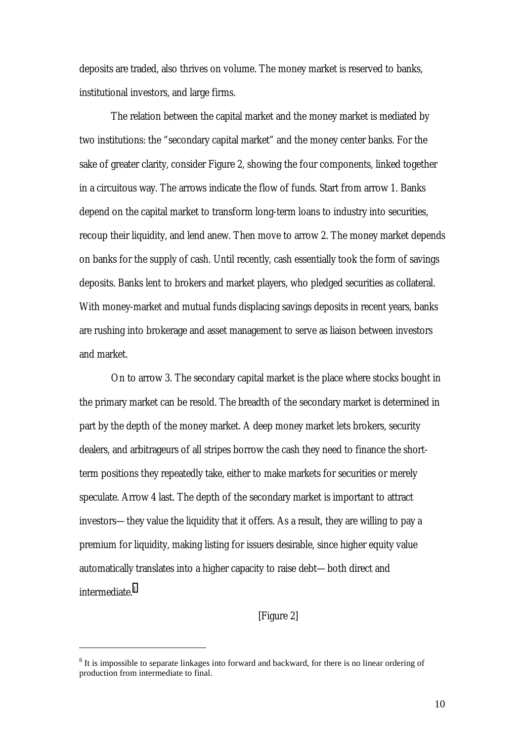deposits are traded, also thrives on volume. The money market is reserved to banks, institutional investors, and large firms.

The relation between the capital market and the money market is mediated by two institutions: the "secondary capital market" and the money center banks. For the sake of greater clarity, consider Figure 2, showing the four components, linked together in a circuitous way. The arrows indicate the flow of funds. Start from arrow 1. Banks depend on the capital market to transform long-term loans to industry into securities, recoup their liquidity, and lend anew. Then move to arrow 2. The money market depends on banks for the supply of cash. Until recently, cash essentially took the form of savings deposits. Banks lent to brokers and market players, who pledged securities as collateral. With money-market and mutual funds displacing savings deposits in recent years, banks are rushing into brokerage and asset management to serve as liaison between investors and market.

On to arrow 3. The secondary capital market is the place where stocks bought in the primary market can be resold. The breadth of the secondary market is determined in part by the depth of the money market. A deep money market lets brokers, security dealers, and arbitrageurs of all stripes borrow the cash they need to finance the short-term positions they repeatedly take, either to make markets for securities or merely speculate. Arrow 4 last. The depth of the secondary market is important to attract investors—they value the liquidity that it offers. As a result, they are willing to pay a premium for liquidity, making listing for issuers desirable, since higher equity value automatically translates into a higher capacity to raise debt—both direct and intermediate.[8]

[Figure 2]

---

[8] It is impossible to separate linkages into forward and backward, for there is no linear ordering of production from intermediate to final.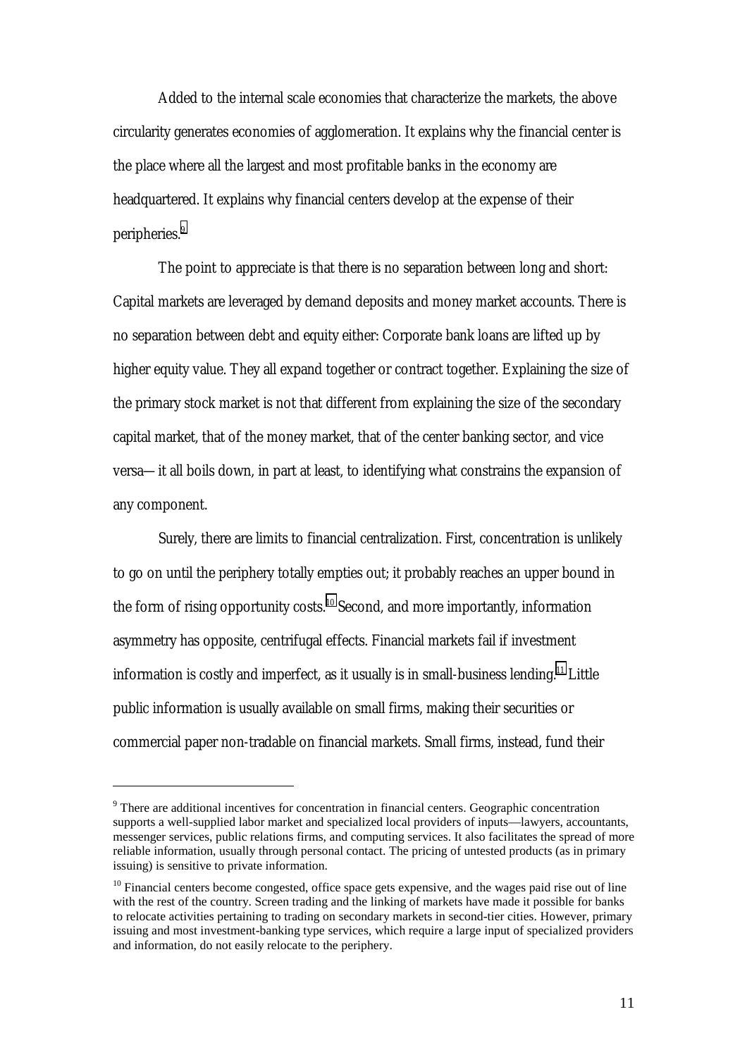Added to the internal scale economies that characterize the markets, the above circularity generates economies of agglomeration. It explains why the financial center is the place where all the largest and most profitable banks in the economy are headquartered. It explains why financial centers develop at the expense of their peripheries.[9]

The point to appreciate is that there is no separation between long and short: Capital markets are leveraged by demand deposits and money market accounts. There is no separation between debt and equity either: Corporate bank loans are lifted up by higher equity value. They all expand together or contract together. Explaining the size of the primary stock market is not that different from explaining the size of the secondary capital market, that of the money market, that of the center banking sector, and vice versa— it all boils down, in part at least, to identifying what constrains the expansion of any component.

Surely, there are limits to financial centralization. First, concentration is unlikely to go on until the periphery totally empties out; it probably reaches an upper bound in the form of rising opportunity costs.[10] Second, and more importantly, information asymmetry has opposite, centrifugal effects. Financial markets fail if investment information is costly and imperfect, as it usually is in small-business lending.[11] Little public information is usually available on small firms, making their securities or commercial paper non-tradable on financial markets. Small firms, instead, fund their

---

[9] There are additional incentives for concentration in financial centers. Geographic concentration supports a well-supplied labor market and specialized local providers of inputs—lawyers, accountants, messenger services, public relations firms, and computing services. It also facilitates the spread of more reliable information, usually through personal contact. The pricing of untested products (as in primary issuing) is sensitive to private information.

[10] Financial centers become congested, office space gets expensive, and the wages paid rise out of line with the rest of the country. Screen trading and the linking of markets have made it possible for banks to relocate activities pertaining to trading on secondary markets in second-tier cities. However, primary issuing and most investment-banking type services, which require a large input of specialized providers and information, do not easily relocate to the periphery.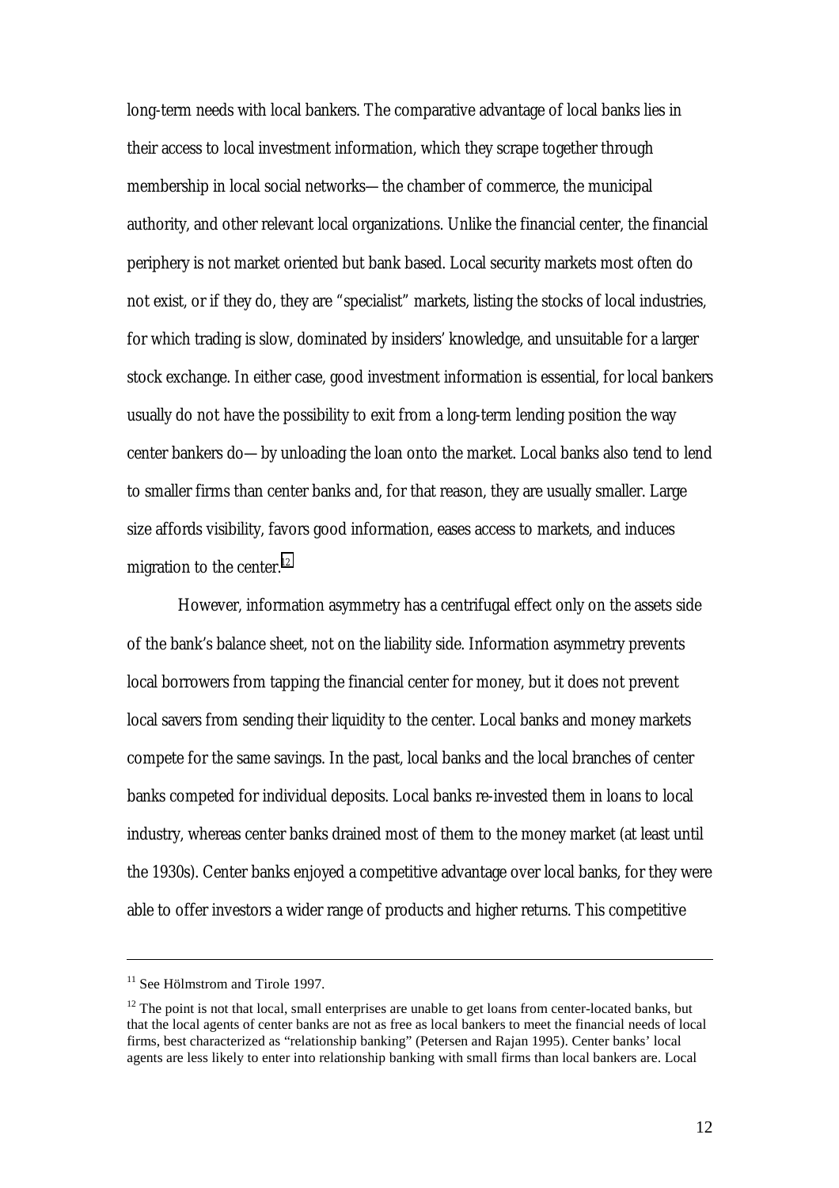long-term needs with local bankers. The comparative advantage of local banks lies in their access to local investment information, which they scrape together through membership in local social networks—the chamber of commerce, the municipal authority, and other relevant local organizations. Unlike the financial center, the financial periphery is not market oriented but bank based. Local security markets most often do not exist, or if they do, they are "specialist" markets, listing the stocks of local industries, for which trading is slow, dominated by insiders' knowledge, and unsuitable for a larger stock exchange. In either case, good investment information is essential, for local bankers usually do not have the possibility to exit from a long-term lending position the way center bankers do—by unloading the loan onto the market. Local banks also tend to lend to smaller firms than center banks and, for that reason, they are usually smaller. Large size affords visibility, favors good information, eases access to markets, and induces migration to the center.[12]

However, information asymmetry has a centrifugal effect only on the assets side of the bank's balance sheet, not on the liability side. Information asymmetry prevents local borrowers from tapping the financial center for money, but it does not prevent local savers from sending their liquidity to the center. Local banks and money markets compete for the same savings. In the past, local banks and the local branches of center banks competed for individual deposits. Local banks re-invested them in loans to local industry, whereas center banks drained most of them to the money market (at least until the 1930s). Center banks enjoyed a competitive advantage over local banks, for they were able to offer investors a wider range of products and higher returns. This competitive

---

[11] See Hölmstrom and Tirole 1997.

[12] The point is not that local, small enterprises are unable to get loans from center-located banks, but that the local agents of center banks are not as free as local bankers to meet the financial needs of local firms, best characterized as "relationship banking" (Petersen and Rajan 1995). Center banks' local agents are less likely to enter into relationship banking with small firms than local bankers are. Local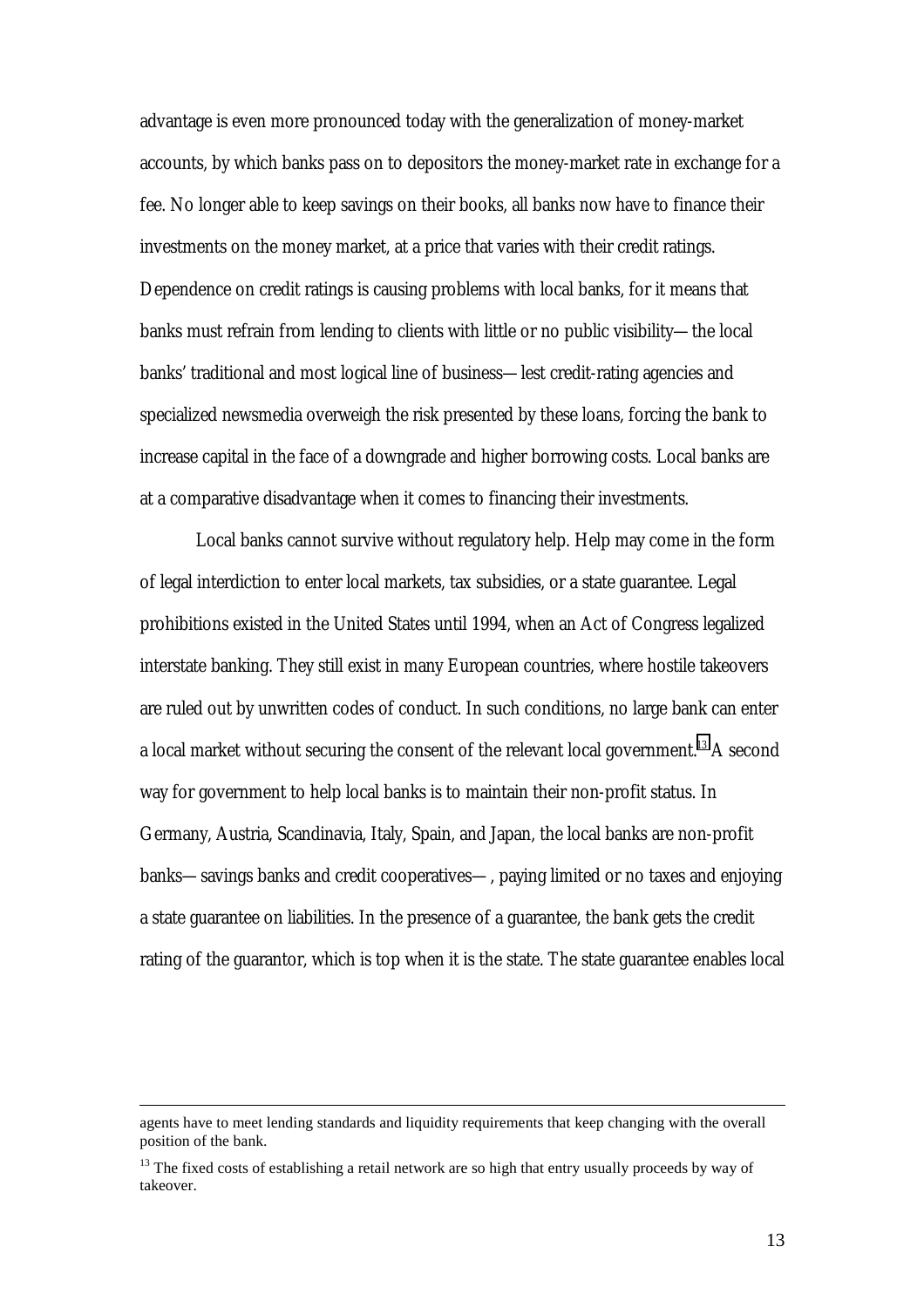advantage is even more pronounced today with the generalization of money-market accounts, by which banks pass on to depositors the money-market rate in exchange for a fee. No longer able to keep savings on their books, all banks now have to finance their investments on the money market, at a price that varies with their credit ratings. Dependence on credit ratings is causing problems with local banks, for it means that banks must refrain from lending to clients with little or no public visibility—the local banks' traditional and most logical line of business—lest credit-rating agencies and specialized newsmedia overweigh the risk presented by these loans, forcing the bank to increase capital in the face of a downgrade and higher borrowing costs. Local banks are at a comparative disadvantage when it comes to financing their investments.

Local banks cannot survive without regulatory help. Help may come in the form of legal interdiction to enter local markets, tax subsidies, or a state guarantee. Legal prohibitions existed in the United States until 1994, when an Act of Congress legalized interstate banking. They still exist in many European countries, where hostile takeovers are ruled out by unwritten codes of conduct. In such conditions, no large bank can enter a local market without securing the consent of the relevant local government.[13] A second way for government to help local banks is to maintain their non-profit status. In Germany, Austria, Scandinavia, Italy, Spain, and Japan, the local banks are non-profit banks—savings banks and credit cooperatives—, paying limited or no taxes and enjoying a state guarantee on liabilities. In the presence of a guarantee, the bank gets the credit rating of the guarantor, which is top when it is the state. The state guarantee enables local

---

agents have to meet lending standards and liquidity requirements that keep changing with the overall position of the bank.

[13] The fixed costs of establishing a retail network are so high that entry usually proceeds by way of takeover.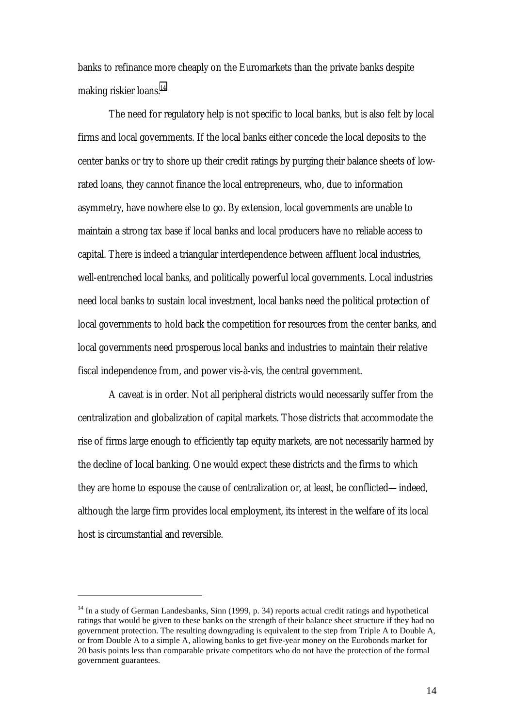banks to refinance more cheaply on the Euromarkets than the private banks despite making riskier loans.[14]

The need for regulatory help is not specific to local banks, but is also felt by local firms and local governments. If the local banks either concede the local deposits to the center banks or try to shore up their credit ratings by purging their balance sheets of low-rated loans, they cannot finance the local entrepreneurs, who, due to information asymmetry, have nowhere else to go. By extension, local governments are unable to maintain a strong tax base if local banks and local producers have no reliable access to capital. There is indeed a triangular interdependence between affluent local industries, well-entrenched local banks, and politically powerful local governments. Local industries need local banks to sustain local investment, local banks need the political protection of local governments to hold back the competition for resources from the center banks, and local governments need prosperous local banks and industries to maintain their relative fiscal independence from, and power vis-à-vis, the central government.

A caveat is in order. Not all peripheral districts would necessarily suffer from the centralization and globalization of capital markets. Those districts that accommodate the rise of firms large enough to efficiently tap equity markets, are not necessarily harmed by the decline of local banking. One would expect these districts and the firms to which they are home to espouse the cause of centralization or, at least, be conflicted—indeed, although the large firm provides local employment, its interest in the welfare of its local host is circumstantial and reversible.

---

[14] In a study of German Landesbanks, Sinn (1999, p. 34) reports actual credit ratings and hypothetical ratings that would be given to these banks on the strength of their balance sheet structure if they had no government protection. The resulting downgrading is equivalent to the step from Triple A to Double A, or from Double A to a simple A, allowing banks to get five-year money on the Eurobonds market for 20 basis points less than comparable private competitors who do not have the protection of the formal government guarantees.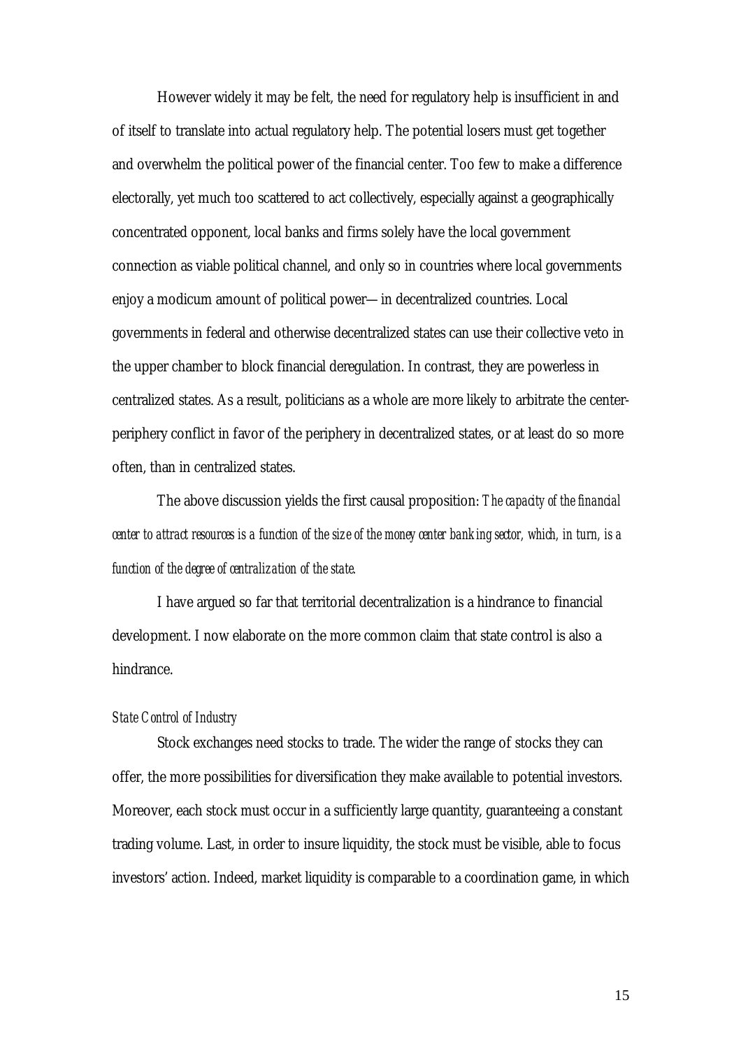However widely it may be felt, the need for regulatory help is insufficient in and of itself to translate into actual regulatory help. The potential losers must get together and overwhelm the political power of the financial center. Too few to make a difference electorally, yet much too scattered to act collectively, especially against a geographically concentrated opponent, local banks and firms solely have the local government connection as viable political channel, and only so in countries where local governments enjoy a modicum amount of political power—in decentralized countries. Local governments in federal and otherwise decentralized states can use their collective veto in the upper chamber to block financial deregulation. In contrast, they are powerless in centralized states. As a result, politicians as a whole are more likely to arbitrate the center-periphery conflict in favor of the periphery in decentralized states, or at least do so more often, than in centralized states.

The above discussion yields the first causal proposition: *The capacity of the financial center to attract resources is a function of the size of the money center banking sector, which, in turn, is a function of the degree of centralization of the state.*

I have argued so far that territorial decentralization is a hindrance to financial development. I now elaborate on the more common claim that state control is also a hindrance.

*State Control of Industry*

Stock exchanges need stocks to trade. The wider the range of stocks they can offer, the more possibilities for diversification they make available to potential investors. Moreover, each stock must occur in a sufficiently large quantity, guaranteeing a constant trading volume. Last, in order to insure liquidity, the stock must be visible, able to focus investors' action. Indeed, market liquidity is comparable to a coordination game, in which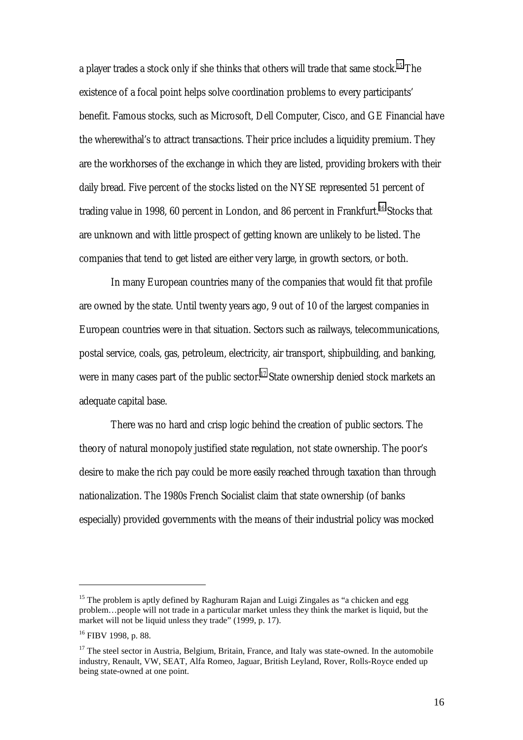a player trades a stock only if she thinks that others will trade that same stock.[15] The existence of a focal point helps solve coordination problems to every participants' benefit. Famous stocks, such as Microsoft, Dell Computer, Cisco, and GE Financial have the wherewithal's to attract transactions. Their price includes a liquidity premium. They are the workhorses of the exchange in which they are listed, providing brokers with their daily bread. Five percent of the stocks listed on the NYSE represented 51 percent of trading value in 1998, 60 percent in London, and 86 percent in Frankfurt.[16] Stocks that are unknown and with little prospect of getting known are unlikely to be listed. The companies that tend to get listed are either very large, in growth sectors, or both.

In many European countries many of the companies that would fit that profile are owned by the state. Until twenty years ago, 9 out of 10 of the largest companies in European countries were in that situation. Sectors such as railways, telecommunications, postal service, coals, gas, petroleum, electricity, air transport, shipbuilding, and banking, were in many cases part of the public sector.[17] State ownership denied stock markets an adequate capital base.

There was no hard and crisp logic behind the creation of public sectors. The theory of natural monopoly justified state regulation, not state ownership. The poor's desire to make the rich pay could be more easily reached through taxation than through nationalization. The 1980s French Socialist claim that state ownership (of banks especially) provided governments with the means of their industrial policy was mocked

---

[15] The problem is aptly defined by Raghuram Rajan and Luigi Zingales as "a chicken and egg problem…people will not trade in a particular market unless they think the market is liquid, but the market will not be liquid unless they trade" (1999, p. 17).

[16] FIBV 1998, p. 88.

[17] The steel sector in Austria, Belgium, Britain, France, and Italy was state-owned. In the automobile industry, Renault, VW, SEAT, Alfa Romeo, Jaguar, British Leyland, Rover, Rolls-Royce ended up being state-owned at one point.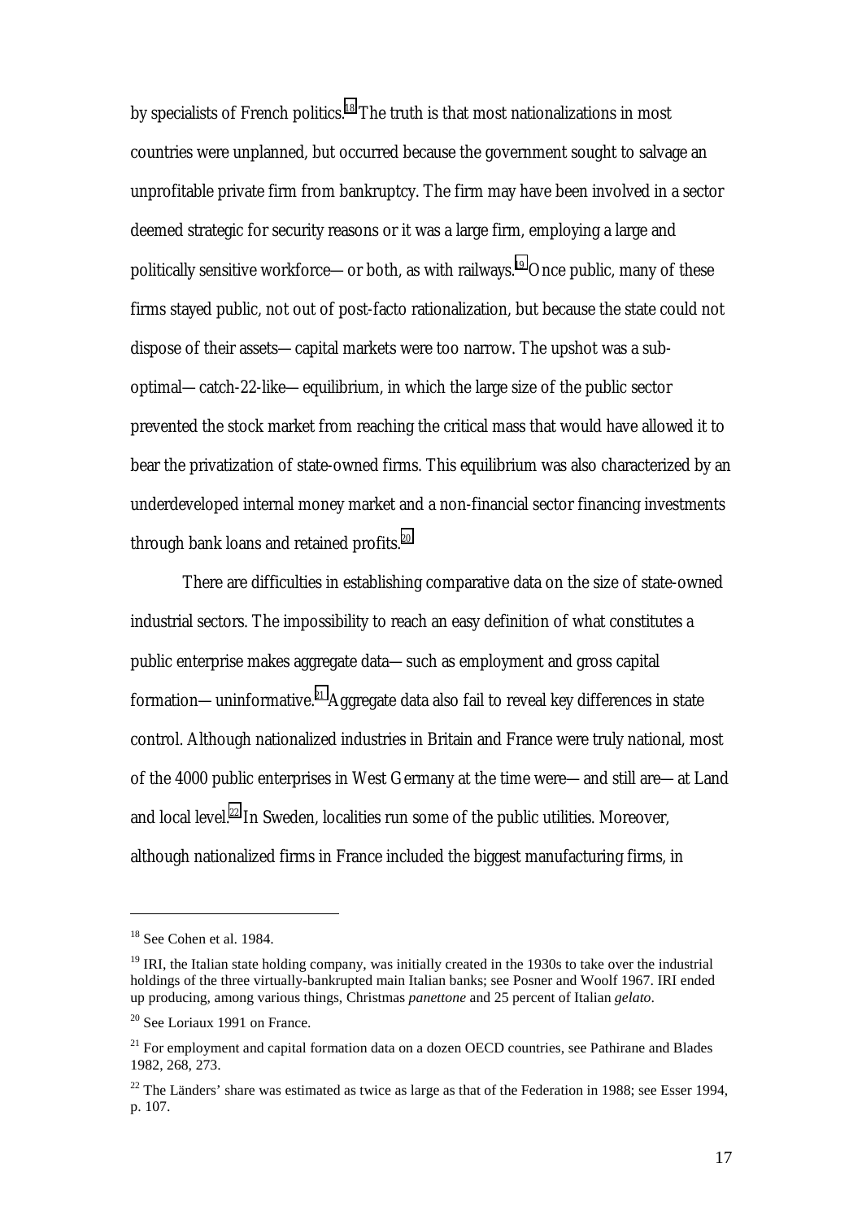by specialists of French politics.[18] The truth is that most nationalizations in most countries were unplanned, but occurred because the government sought to salvage an unprofitable private firm from bankruptcy. The firm may have been involved in a sector deemed strategic for security reasons or it was a large firm, employing a large and politically sensitive workforce—or both, as with railways.[19] Once public, many of these firms stayed public, not out of post-facto rationalization, but because the state could not dispose of their assets—capital markets were too narrow. The upshot was a sub-optimal—catch-22-like—equilibrium, in which the large size of the public sector prevented the stock market from reaching the critical mass that would have allowed it to bear the privatization of state-owned firms. This equilibrium was also characterized by an underdeveloped internal money market and a non-financial sector financing investments through bank loans and retained profits.[20]

There are difficulties in establishing comparative data on the size of state-owned industrial sectors. The impossibility to reach an easy definition of what constitutes a public enterprise makes aggregate data—such as employment and gross capital formation—uninformative.[21] Aggregate data also fail to reveal key differences in state control. Although nationalized industries in Britain and France were truly national, most of the 4000 public enterprises in West Germany at the time were—and still are—at Land and local level.[22] In Sweden, localities run some of the public utilities. Moreover, although nationalized firms in France included the biggest manufacturing firms, in

---

[18] See Cohen et al. 1984.

[19] IRI, the Italian state holding company, was initially created in the 1930s to take over the industrial holdings of the three virtually-bankrupted main Italian banks; see Posner and Woolf 1967. IRI ended up producing, among various things, Christmas *panettone* and 25 percent of Italian *gelato*.

[20] See Loriaux 1991 on France.

[21] For employment and capital formation data on a dozen OECD countries, see Pathirane and Blades 1982, 268, 273.

[22] The Länders' share was estimated as twice as large as that of the Federation in 1988; see Esser 1994, p. 107.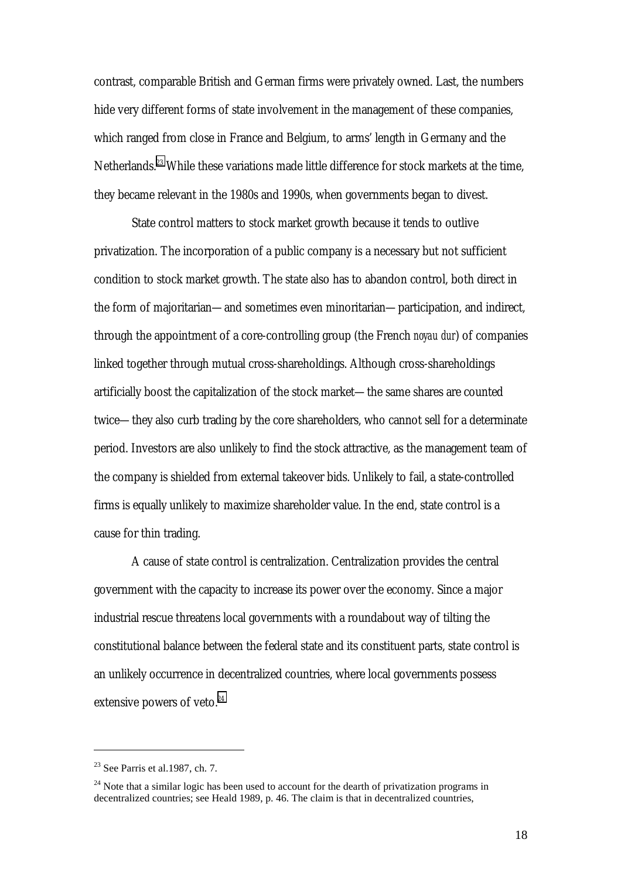contrast, comparable British and German firms were privately owned. Last, the numbers hide very different forms of state involvement in the management of these companies, which ranged from close in France and Belgium, to arms' length in Germany and the Netherlands.[23] While these variations made little difference for stock markets at the time, they became relevant in the 1980s and 1990s, when governments began to divest.

State control matters to stock market growth because it tends to outlive privatization. The incorporation of a public company is a necessary but not sufficient condition to stock market growth. The state also has to abandon control, both direct in the form of majoritarian—and sometimes even minoritarian—participation, and indirect, through the appointment of a core-controlling group (the French *noyau dur*) of companies linked together through mutual cross-shareholdings. Although cross-shareholdings artificially boost the capitalization of the stock market—the same shares are counted twice—they also curb trading by the core shareholders, who cannot sell for a determinate period. Investors are also unlikely to find the stock attractive, as the management team of the company is shielded from external takeover bids. Unlikely to fail, a state-controlled firms is equally unlikely to maximize shareholder value. In the end, state control is a cause for thin trading.

A cause of state control is centralization. Centralization provides the central government with the capacity to increase its power over the economy. Since a major industrial rescue threatens local governments with a roundabout way of tilting the constitutional balance between the federal state and its constituent parts, state control is an unlikely occurrence in decentralized countries, where local governments possess extensive powers of veto.[24]

---

[23] See Parris et al.1987, ch. 7.

[24] Note that a similar logic has been used to account for the dearth of privatization programs in decentralized countries; see Heald 1989, p. 46. The claim is that in decentralized countries,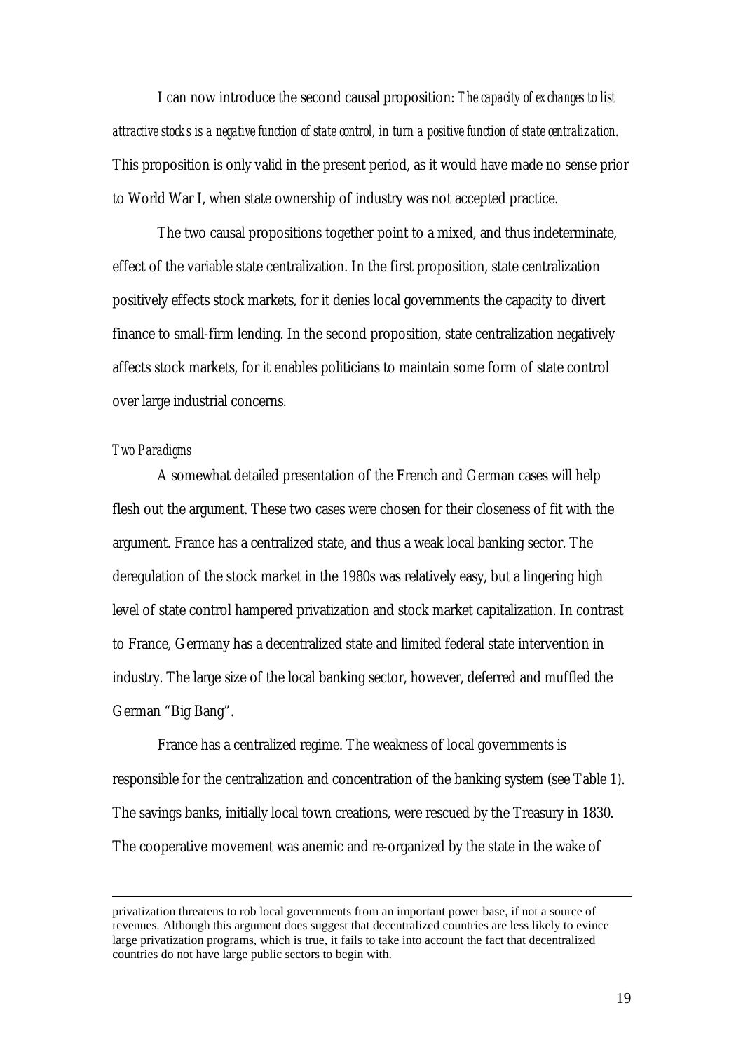I can now introduce the second causal proposition: *The capacity of exchanges to list attractive stocks is a negative function of state control, in turn a positive function of state centralization*. This proposition is only valid in the present period, as it would have made no sense prior to World War I, when state ownership of industry was not accepted practice.

The two causal propositions together point to a mixed, and thus indeterminate, effect of the variable state centralization. In the first proposition, state centralization positively effects stock markets, for it denies local governments the capacity to divert finance to small-firm lending. In the second proposition, state centralization negatively affects stock markets, for it enables politicians to maintain some form of state control over large industrial concerns.

### *Two Paradigms*

A somewhat detailed presentation of the French and German cases will help flesh out the argument. These two cases were chosen for their closeness of fit with the argument. France has a centralized state, and thus a weak local banking sector. The deregulation of the stock market in the 1980s was relatively easy, but a lingering high level of state control hampered privatization and stock market capitalization. In contrast to France, Germany has a decentralized state and limited federal state intervention in industry. The large size of the local banking sector, however, deferred and muffled the German "Big Bang".

France has a centralized regime. The weakness of local governments is responsible for the centralization and concentration of the banking system (see Table 1). The savings banks, initially local town creations, were rescued by the Treasury in 1830. The cooperative movement was anemic and re-organized by the state in the wake of

---

privatization threatens to rob local governments from an important power base, if not a source of revenues. Although this argument does suggest that decentralized countries are less likely to evince large privatization programs, which is true, it fails to take into account the fact that decentralized countries do not have large public sectors to begin with.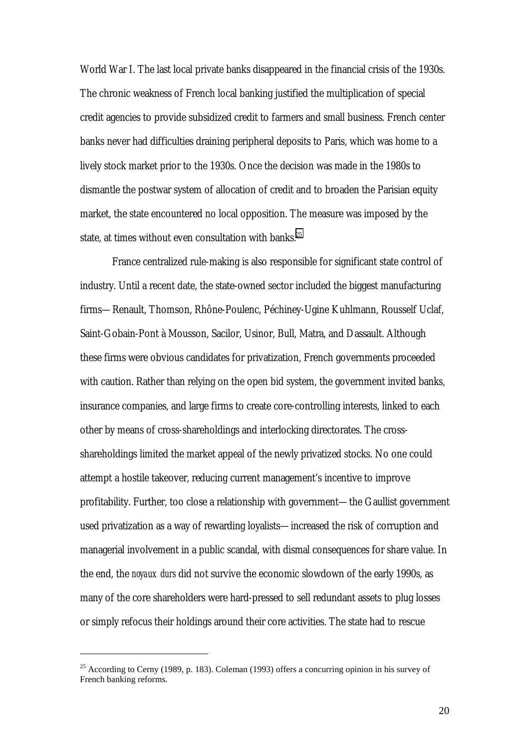World War I. The last local private banks disappeared in the financial crisis of the 1930s. The chronic weakness of French local banking justified the multiplication of special credit agencies to provide subsidized credit to farmers and small business. French center banks never had difficulties draining peripheral deposits to Paris, which was home to a lively stock market prior to the 1930s. Once the decision was made in the 1980s to dismantle the postwar system of allocation of credit and to broaden the Parisian equity market, the state encountered no local opposition. The measure was imposed by the state, at times without even consultation with banks.[25]

France centralized rule-making is also responsible for significant state control of industry. Until a recent date, the state-owned sector included the biggest manufacturing firms—Renault, Thomson, Rhône-Poulenc, Péchiney-Ugine Kuhlmann, Rousself Uclaf, Saint-Gobain-Pont à Mousson, Sacilor, Usinor, Bull, Matra, and Dassault. Although these firms were obvious candidates for privatization, French governments proceeded with caution. Rather than relying on the open bid system, the government invited banks, insurance companies, and large firms to create core-controlling interests, linked to each other by means of cross-shareholdings and interlocking directorates. The cross-shareholdings limited the market appeal of the newly privatized stocks. No one could attempt a hostile takeover, reducing current management's incentive to improve profitability. Further, too close a relationship with government—the Gaullist government used privatization as a way of rewarding loyalists—increased the risk of corruption and managerial involvement in a public scandal, with dismal consequences for share value. In the end, the *noyaux durs* did not survive the economic slowdown of the early 1990s, as many of the core shareholders were hard-pressed to sell redundant assets to plug losses or simply refocus their holdings around their core activities. The state had to rescue

---

[25] According to Cerny (1989, p. 183). Coleman (1993) offers a concurring opinion in his survey of French banking reforms.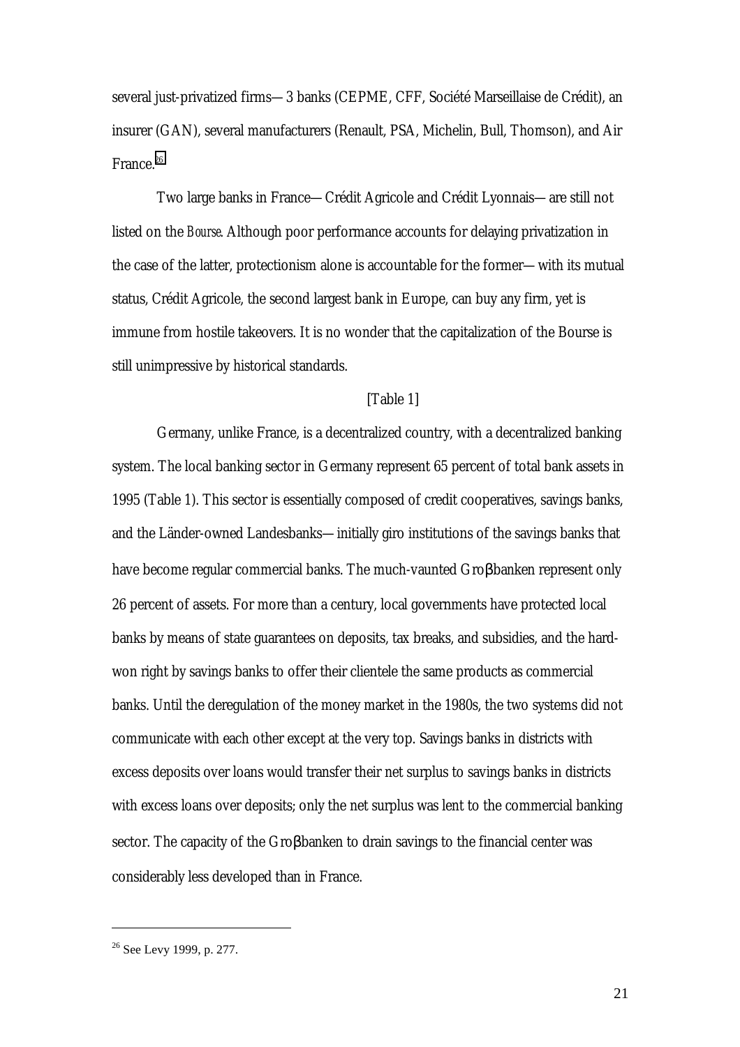several just-privatized firms—3 banks (CEPME, CFF, Société Marseillaise de Crédit), an insurer (GAN), several manufacturers (Renault, PSA, Michelin, Bull, Thomson), and Air France.[26]

Two large banks in France—Crédit Agricole and Crédit Lyonnais—are still not listed on the *Bourse*. Although poor performance accounts for delaying privatization in the case of the latter, protectionism alone is accountable for the former—with its mutual status, Crédit Agricole, the second largest bank in Europe, can buy any firm, yet is immune from hostile takeovers. It is no wonder that the capitalization of the Bourse is still unimpressive by historical standards.

[Table 1]

Germany, unlike France, is a decentralized country, with a decentralized banking system. The local banking sector in Germany represent 65 percent of total bank assets in 1995 (Table 1). This sector is essentially composed of credit cooperatives, savings banks, and the Länder-owned Landesbanks—initially giro institutions of the savings banks that have become regular commercial banks. The much-vaunted Großbanken represent only 26 percent of assets. For more than a century, local governments have protected local banks by means of state guarantees on deposits, tax breaks, and subsidies, and the hard-won right by savings banks to offer their clientele the same products as commercial banks. Until the deregulation of the money market in the 1980s, the two systems did not communicate with each other except at the very top. Savings banks in districts with excess deposits over loans would transfer their net surplus to savings banks in districts with excess loans over deposits; only the net surplus was lent to the commercial banking sector. The capacity of the Großbanken to drain savings to the financial center was considerably less developed than in France.

---

[26] See Levy 1999, p. 277.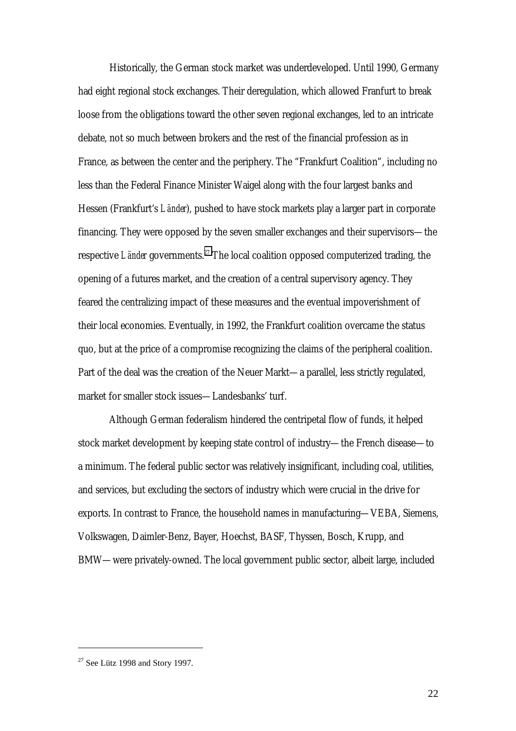Historically, the German stock market was underdeveloped. Until 1990, Germany had eight regional stock exchanges. Their deregulation, which allowed Franfurt to break loose from the obligations toward the other seven regional exchanges, led to an intricate debate, not so much between brokers and the rest of the financial profession as in France, as between the center and the periphery. The "Frankfurt Coalition", including no less than the Federal Finance Minister Waigel along with the four largest banks and Hessen (Frankfurt's *Länder*), pushed to have stock markets play a larger part in corporate financing. They were opposed by the seven smaller exchanges and their supervisors—the respective *Länder* governments.[27] The local coalition opposed computerized trading, the opening of a futures market, and the creation of a central supervisory agency. They feared the centralizing impact of these measures and the eventual impoverishment of their local economies. Eventually, in 1992, the Frankfurt coalition overcame the status quo, but at the price of a compromise recognizing the claims of the peripheral coalition. Part of the deal was the creation of the Neuer Markt—a parallel, less strictly regulated, market for smaller stock issues—Landesbanks' turf.

Although German federalism hindered the centripetal flow of funds, it helped stock market development by keeping state control of industry—the French disease—to a minimum. The federal public sector was relatively insignificant, including coal, utilities, and services, but excluding the sectors of industry which were crucial in the drive for exports. In contrast to France, the household names in manufacturing—VEBA, Siemens, Volkswagen, Daimler-Benz, Bayer, Hoechst, BASF, Thyssen, Bosch, Krupp, and BMW—were privately-owned. The local government public sector, albeit large, included

[27] See Lütz 1998 and Story 1997.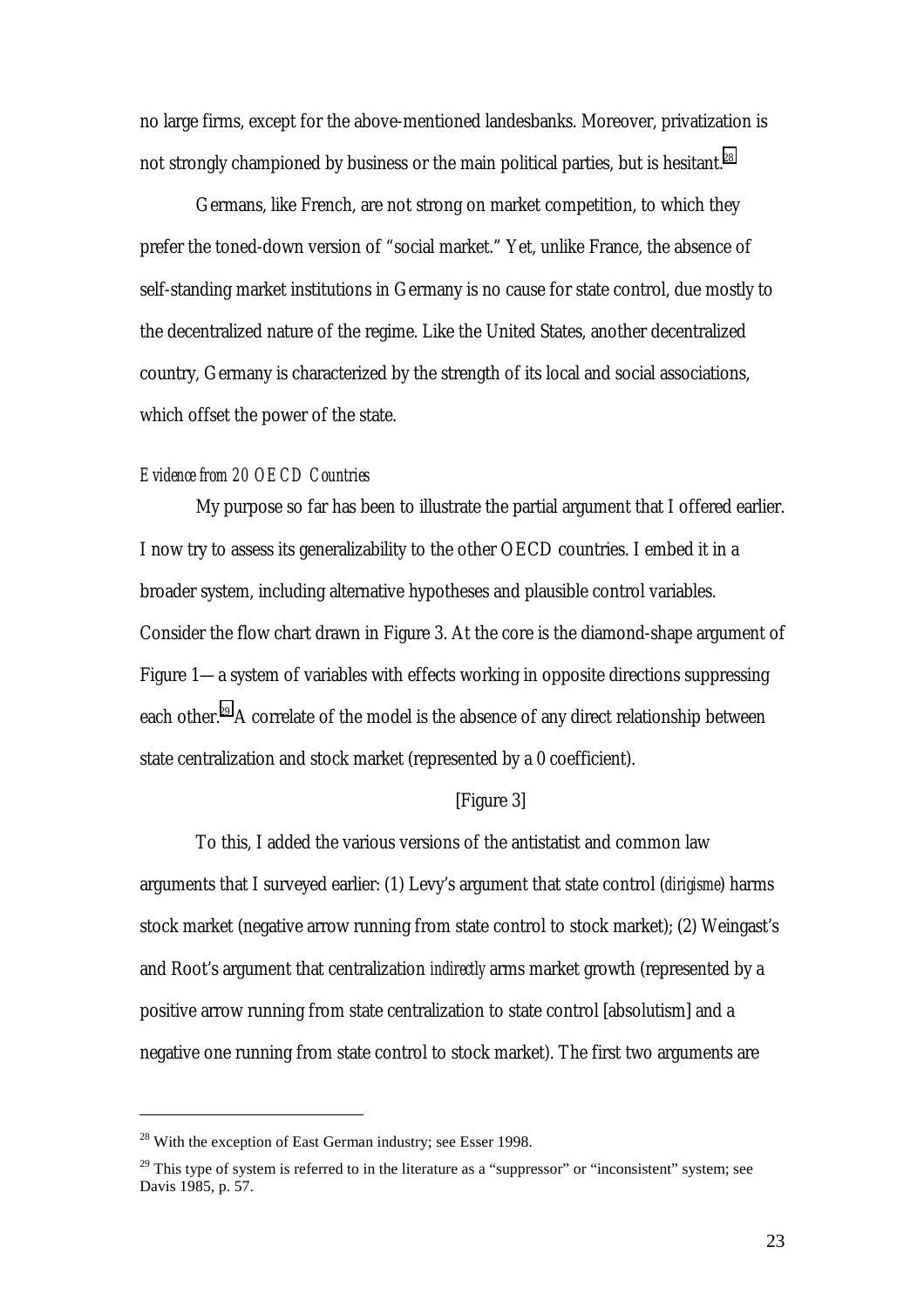no large firms, except for the above-mentioned landesbanks. Moreover, privatization is not strongly championed by business or the main political parties, but is hesitant.[28]

Germans, like French, are not strong on market competition, to which they prefer the toned-down version of "social market." Yet, unlike France, the absence of self-standing market institutions in Germany is no cause for state control, due mostly to the decentralized nature of the regime. Like the United States, another decentralized country, Germany is characterized by the strength of its local and social associations, which offset the power of the state.

*Evidence from 20 OECD Countries*

My purpose so far has been to illustrate the partial argument that I offered earlier. I now try to assess its generalizability to the other OECD countries. I embed it in a broader system, including alternative hypotheses and plausible control variables. Consider the flow chart drawn in Figure 3. At the core is the diamond-shape argument of Figure 1—a system of variables with effects working in opposite directions suppressing each other.[29] A correlate of the model is the absence of any direct relationship between state centralization and stock market (represented by a 0 coefficient).

[Figure 3]

To this, I added the various versions of the antistatist and common law arguments that I surveyed earlier: (1) Levy's argument that state control (*dirigisme*) harms stock market (negative arrow running from state control to stock market); (2) Weingast's and Root's argument that centralization *indirectly* arms market growth (represented by a positive arrow running from state centralization to state control [absolutism] and a negative one running from state control to stock market). The first two arguments are

[28] With the exception of East German industry; see Esser 1998.

[29] This type of system is referred to in the literature as a "suppressor" or "inconsistent" system; see Davis 1985, p. 57.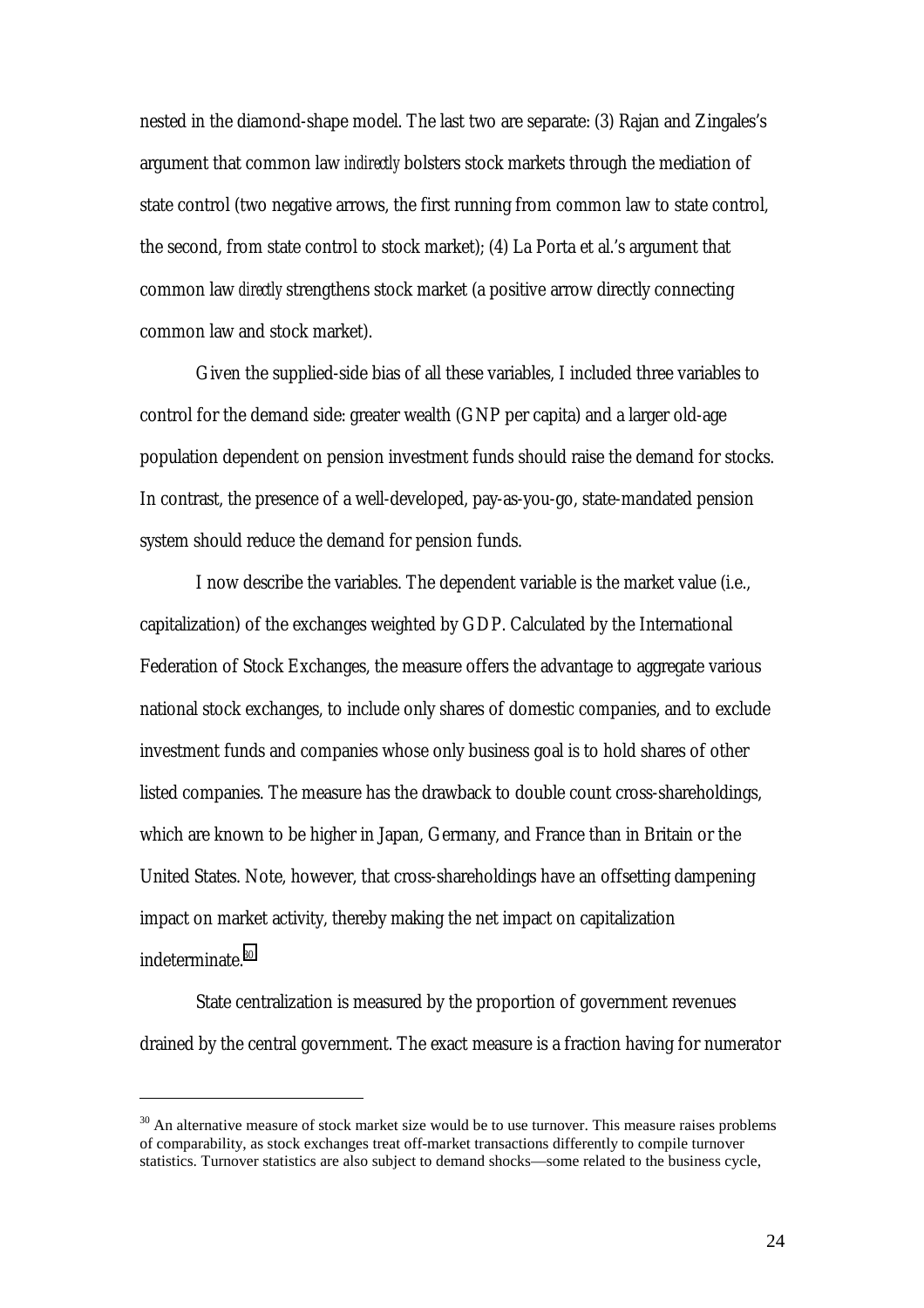nested in the diamond-shape model. The last two are separate: (3) Rajan and Zingales's argument that common law *indirectly* bolsters stock markets through the mediation of state control (two negative arrows, the first running from common law to state control, the second, from state control to stock market); (4) La Porta et al.'s argument that common law *directly* strengthens stock market (a positive arrow directly connecting common law and stock market).

Given the supplied-side bias of all these variables, I included three variables to control for the demand side: greater wealth (GNP per capita) and a larger old-age population dependent on pension investment funds should raise the demand for stocks. In contrast, the presence of a well-developed, pay-as-you-go, state-mandated pension system should reduce the demand for pension funds.

I now describe the variables. The dependent variable is the market value (i.e., capitalization) of the exchanges weighted by GDP. Calculated by the International Federation of Stock Exchanges, the measure offers the advantage to aggregate various national stock exchanges, to include only shares of domestic companies, and to exclude investment funds and companies whose only business goal is to hold shares of other listed companies. The measure has the drawback to double count cross-shareholdings, which are known to be higher in Japan, Germany, and France than in Britain or the United States. Note, however, that cross-shareholdings have an offsetting dampening impact on market activity, thereby making the net impact on capitalization indeterminate.[30]

State centralization is measured by the proportion of government revenues drained by the central government. The exact measure is a fraction having for numerator

[30] An alternative measure of stock market size would be to use turnover. This measure raises problems of comparability, as stock exchanges treat off-market transactions differently to compile turnover statistics. Turnover statistics are also subject to demand shocks—some related to the business cycle,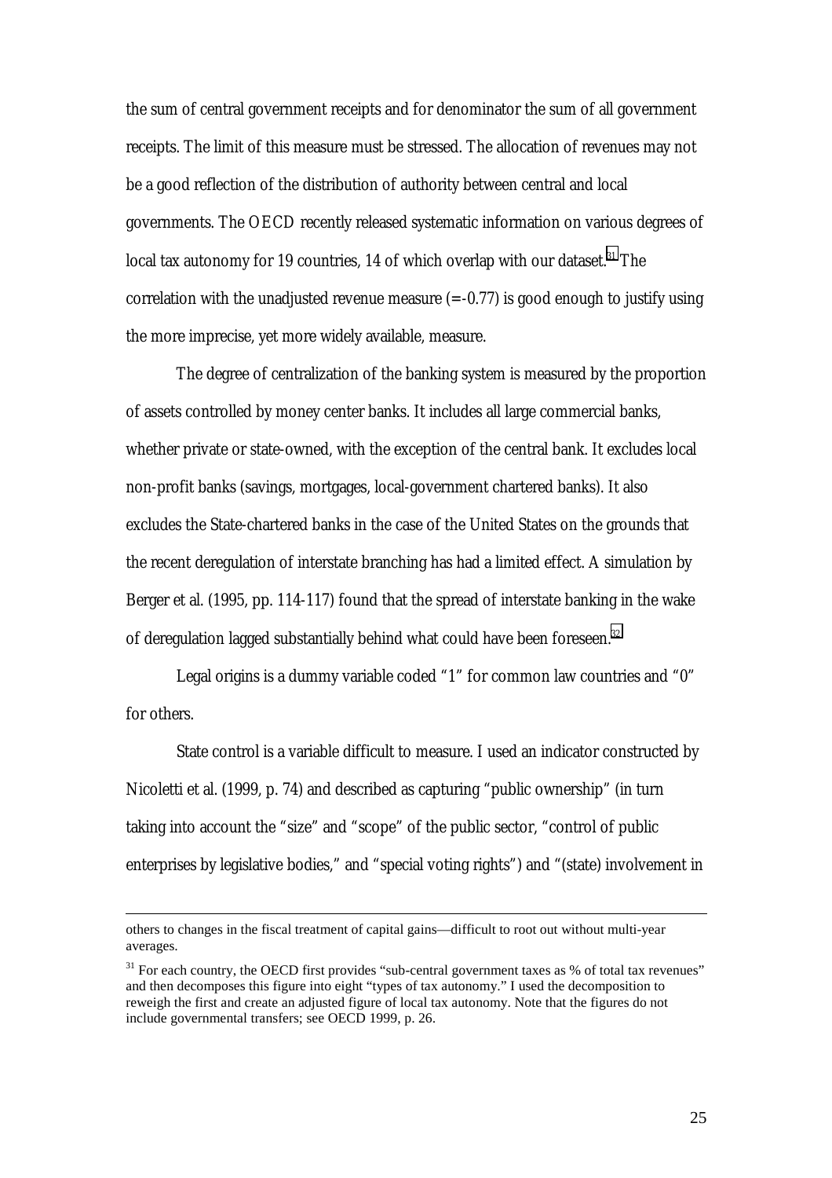the sum of central government receipts and for denominator the sum of all government receipts. The limit of this measure must be stressed. The allocation of revenues may not be a good reflection of the distribution of authority between central and local governments. The OECD recently released systematic information on various degrees of local tax autonomy for 19 countries, 14 of which overlap with our dataset.[31] The correlation with the unadjusted revenue measure (=-0.77) is good enough to justify using the more imprecise, yet more widely available, measure.

The degree of centralization of the banking system is measured by the proportion of assets controlled by money center banks. It includes all large commercial banks, whether private or state-owned, with the exception of the central bank. It excludes local non-profit banks (savings, mortgages, local-government chartered banks). It also excludes the State-chartered banks in the case of the United States on the grounds that the recent deregulation of interstate branching has had a limited effect. A simulation by Berger et al. (1995, pp. 114-117) found that the spread of interstate banking in the wake of deregulation lagged substantially behind what could have been foreseen.[32]

Legal origins is a dummy variable coded "1" for common law countries and "0" for others.

State control is a variable difficult to measure. I used an indicator constructed by Nicoletti et al. (1999, p. 74) and described as capturing "public ownership" (in turn taking into account the "size" and "scope" of the public sector, "control of public enterprises by legislative bodies," and "special voting rights") and "(state) involvement in

---

others to changes in the fiscal treatment of capital gains—difficult to root out without multi-year averages.

[31] For each country, the OECD first provides "sub-central government taxes as % of total tax revenues" and then decomposes this figure into eight "types of tax autonomy." I used the decomposition to reweigh the first and create an adjusted figure of local tax autonomy. Note that the figures do not include governmental transfers; see OECD 1999, p. 26.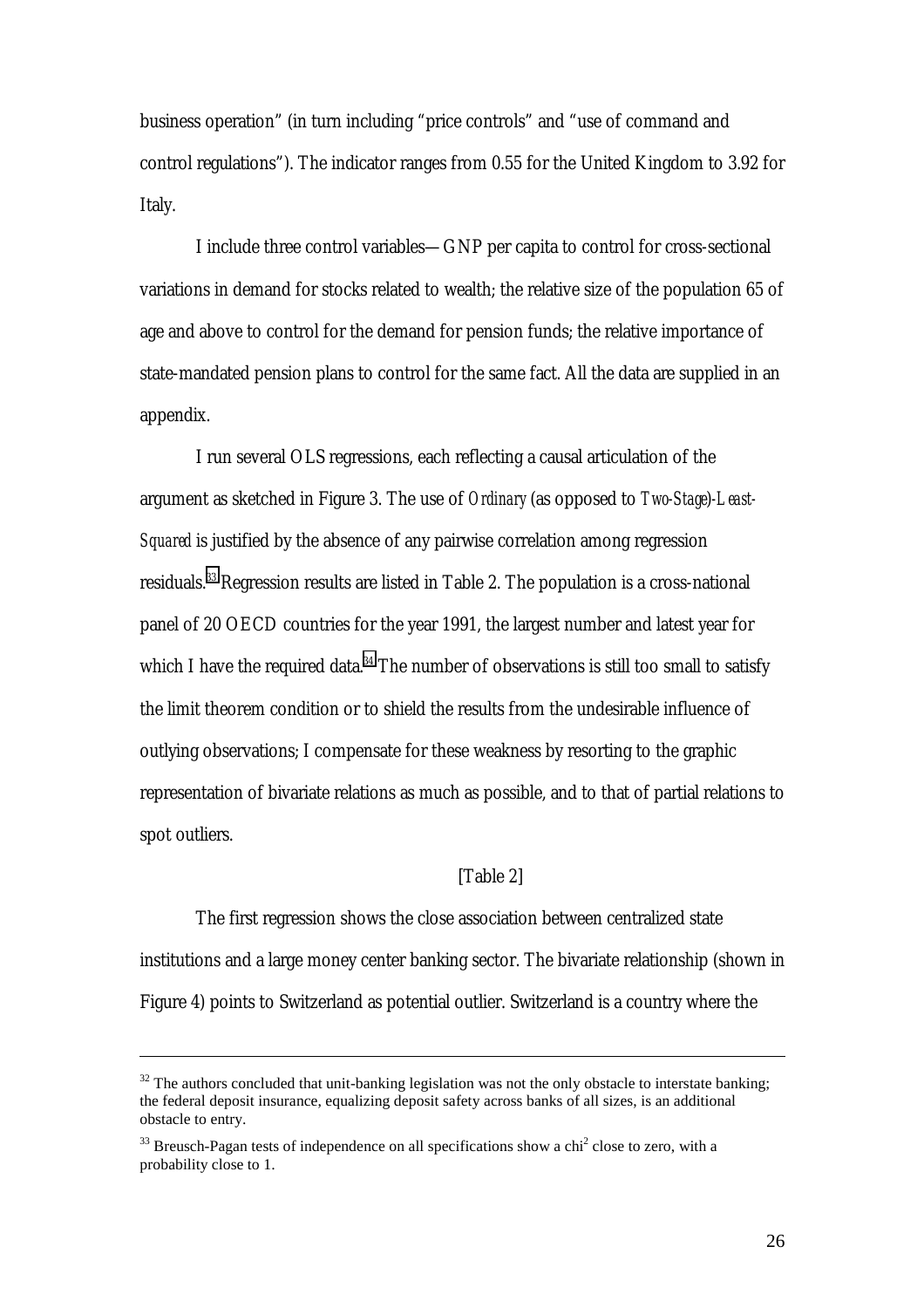business operation" (in turn including "price controls" and "use of command and control regulations"). The indicator ranges from 0.55 for the United Kingdom to 3.92 for Italy.

I include three control variables—GNP per capita to control for cross-sectional variations in demand for stocks related to wealth; the relative size of the population 65 of age and above to control for the demand for pension funds; the relative importance of state-mandated pension plans to control for the same fact. All the data are supplied in an appendix.

I run several OLS regressions, each reflecting a causal articulation of the argument as sketched in Figure 3. The use of *Ordinary* (as opposed to *Two-Stage*)-*Least-Squared* is justified by the absence of any pairwise correlation among regression residuals.[33] Regression results are listed in Table 2. The population is a cross-national panel of 20 OECD countries for the year 1991, the largest number and latest year for which I have the required data.[34] The number of observations is still too small to satisfy the limit theorem condition or to shield the results from the undesirable influence of outlying observations; I compensate for these weakness by resorting to the graphic representation of bivariate relations as much as possible, and to that of partial relations to spot outliers.

[Table 2]

The first regression shows the close association between centralized state institutions and a large money center banking sector. The bivariate relationship (shown in Figure 4) points to Switzerland as potential outlier. Switzerland is a country where the

---

[32] The authors concluded that unit-banking legislation was not the only obstacle to interstate banking; the federal deposit insurance, equalizing deposit safety across banks of all sizes, is an additional obstacle to entry.

[33] Breusch-Pagan tests of independence on all specifications show a $chi^2$ close to zero, with a probability close to 1.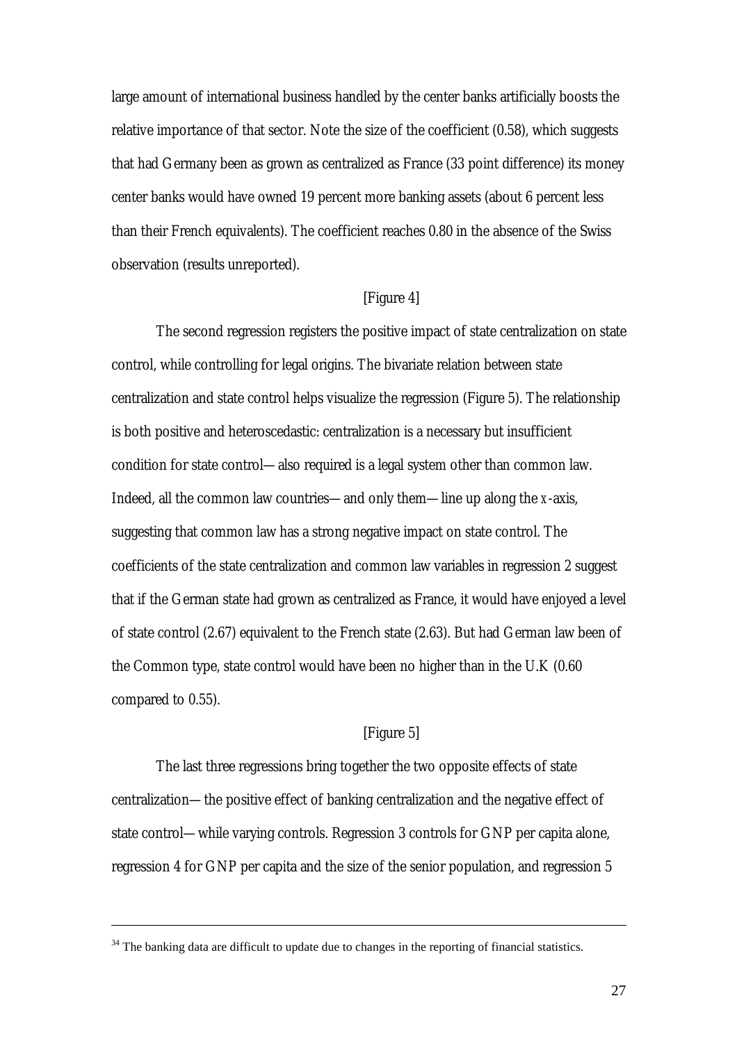large amount of international business handled by the center banks artificially boosts the relative importance of that sector. Note the size of the coefficient (0.58), which suggests that had Germany been as grown as centralized as France (33 point difference) its money center banks would have owned 19 percent more banking assets (about 6 percent less than their French equivalents). The coefficient reaches 0.80 in the absence of the Swiss observation (results unreported).

[Figure 4]

The second regression registers the positive impact of state centralization on state control, while controlling for legal origins. The bivariate relation between state centralization and state control helps visualize the regression (Figure 5). The relationship is both positive and heteroscedastic: centralization is a necessary but insufficient condition for state control—also required is a legal system other than common law. Indeed, all the common law countries—and only them—line up along the *x*-axis, suggesting that common law has a strong negative impact on state control. The coefficients of the state centralization and common law variables in regression 2 suggest that if the German state had grown as centralized as France, it would have enjoyed a level of state control (2.67) equivalent to the French state (2.63). But had German law been of the Common type, state control would have been no higher than in the U.K (0.60 compared to 0.55).

[Figure 5]

The last three regressions bring together the two opposite effects of state centralization—the positive effect of banking centralization and the negative effect of state control—while varying controls. Regression 3 controls for GNP per capita alone, regression 4 for GNP per capita and the size of the senior population, and regression 5

---

[34] The banking data are difficult to update due to changes in the reporting of financial statistics.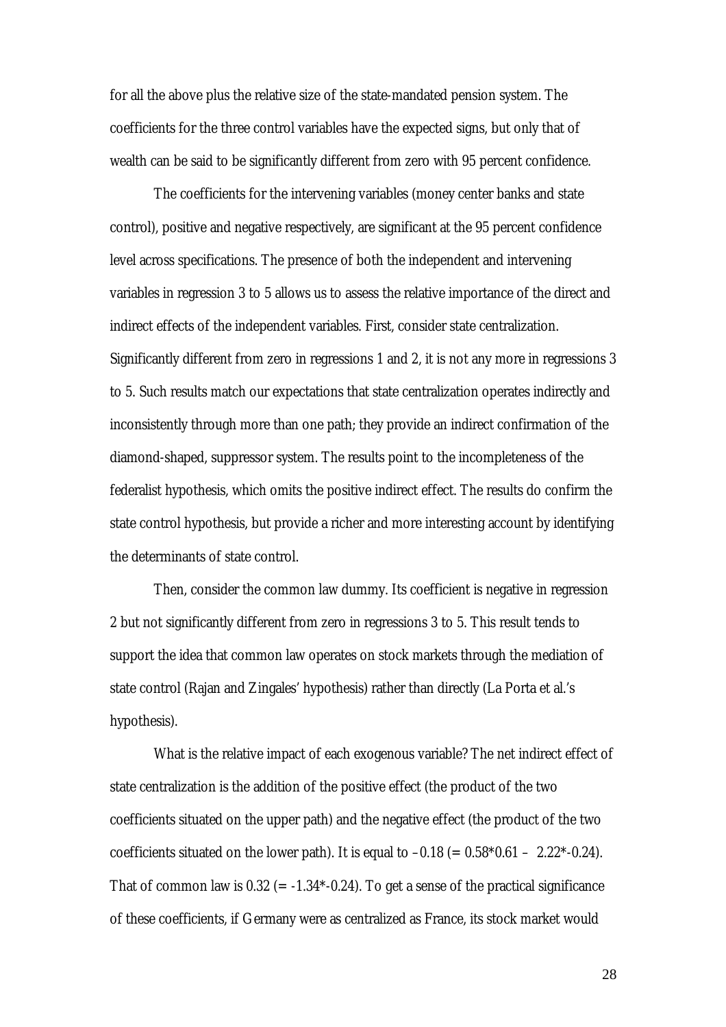for all the above plus the relative size of the state-mandated pension system. The coefficients for the three control variables have the expected signs, but only that of wealth can be said to be significantly different from zero with 95 percent confidence.

The coefficients for the intervening variables (money center banks and state control), positive and negative respectively, are significant at the 95 percent confidence level across specifications. The presence of both the independent and intervening variables in regression 3 to 5 allows us to assess the relative importance of the direct and indirect effects of the independent variables. First, consider state centralization. Significantly different from zero in regressions 1 and 2, it is not any more in regressions 3 to 5. Such results match our expectations that state centralization operates indirectly and inconsistently through more than one path; they provide an indirect confirmation of the diamond-shaped, suppressor system. The results point to the incompleteness of the federalist hypothesis, which omits the positive indirect effect. The results do confirm the state control hypothesis, but provide a richer and more interesting account by identifying the determinants of state control.

Then, consider the common law dummy. Its coefficient is negative in regression 2 but not significantly different from zero in regressions 3 to 5. This result tends to support the idea that common law operates on stock markets through the mediation of state control (Rajan and Zingales' hypothesis) rather than directly (La Porta et al.'s hypothesis).

What is the relative impact of each exogenous variable? The net indirect effect of state centralization is the addition of the positive effect (the product of the two coefficients situated on the upper path) and the negative effect (the product of the two coefficients situated on the lower path). It is equal to $-0.18$ ($= 0.58*0.61 - 2.22*-0.24$). That of common law is 0.32 ($= -1.34*-0.24$). To get a sense of the practical significance of these coefficients, if Germany were as centralized as France, its stock market would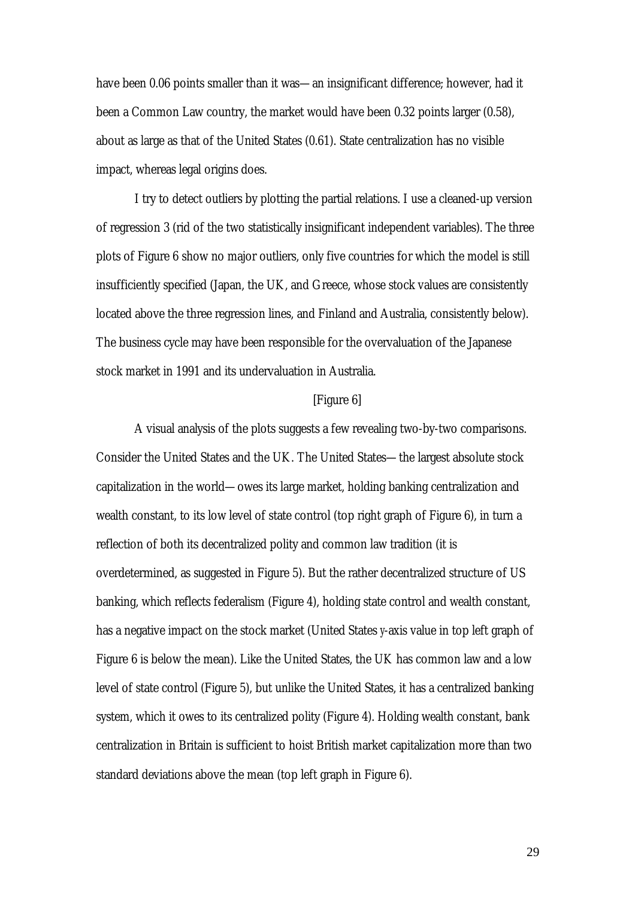have been 0.06 points smaller than it was—an insignificant difference; however, had it been a Common Law country, the market would have been 0.32 points larger (0.58), about as large as that of the United States (0.61). State centralization has no visible impact, whereas legal origins does.

I try to detect outliers by plotting the partial relations. I use a cleaned-up version of regression 3 (rid of the two statistically insignificant independent variables). The three plots of Figure 6 show no major outliers, only five countries for which the model is still insufficiently specified (Japan, the UK, and Greece, whose stock values are consistently located above the three regression lines, and Finland and Australia, consistently below). The business cycle may have been responsible for the overvaluation of the Japanese stock market in 1991 and its undervaluation in Australia.

[Figure 6]

A visual analysis of the plots suggests a few revealing two-by-two comparisons. Consider the United States and the UK. The United States—the largest absolute stock capitalization in the world—owes its large market, holding banking centralization and wealth constant, to its low level of state control (top right graph of Figure 6), in turn a reflection of both its decentralized polity and common law tradition (it is overdetermined, as suggested in Figure 5). But the rather decentralized structure of US banking, which reflects federalism (Figure 4), holding state control and wealth constant, has a negative impact on the stock market (United States *y*-axis value in top left graph of Figure 6 is below the mean). Like the United States, the UK has common law and a low level of state control (Figure 5), but unlike the United States, it has a centralized banking system, which it owes to its centralized polity (Figure 4). Holding wealth constant, bank centralization in Britain is sufficient to hoist British market capitalization more than two standard deviations above the mean (top left graph in Figure 6).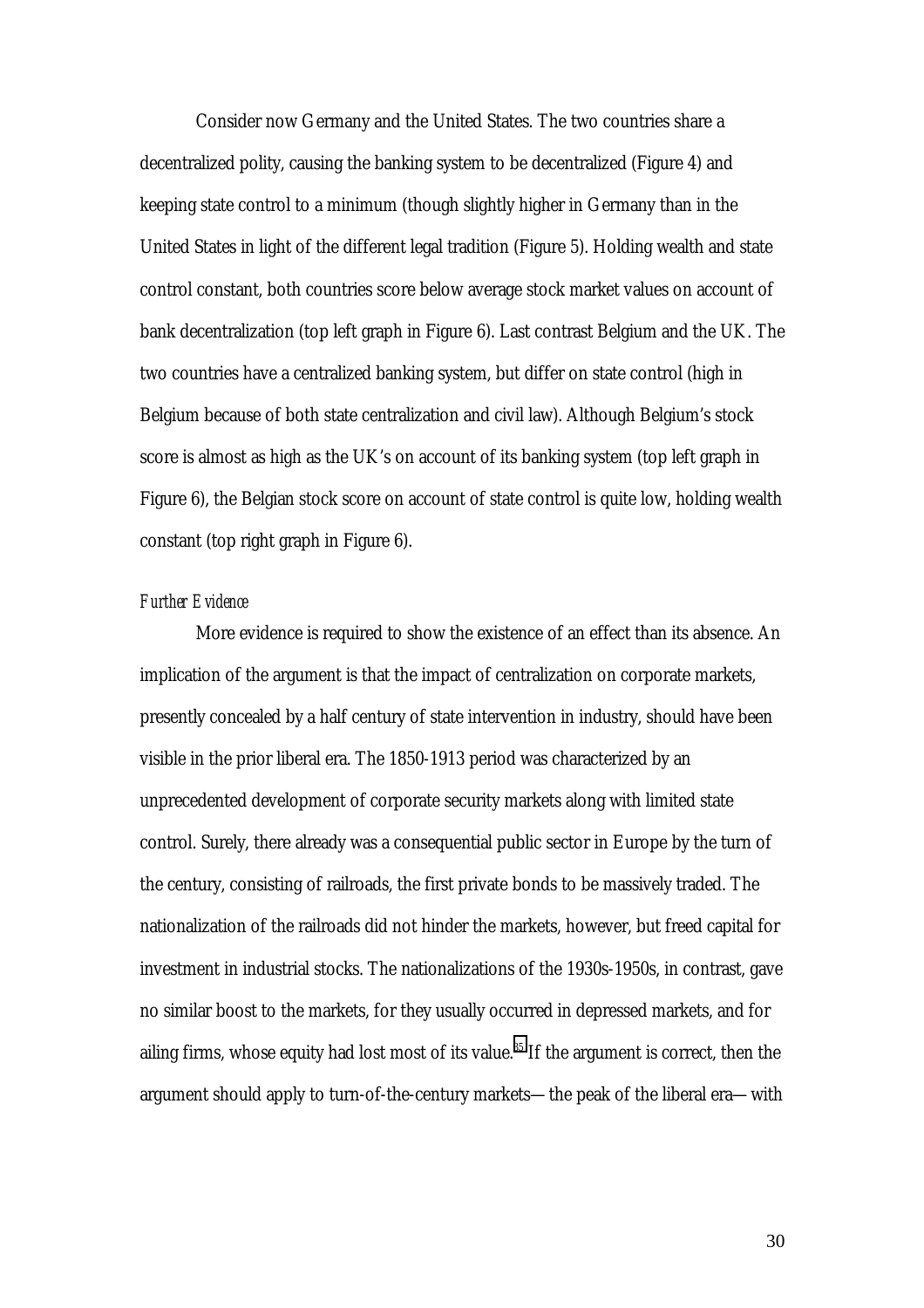Consider now Germany and the United States. The two countries share a decentralized polity, causing the banking system to be decentralized (Figure 4) and keeping state control to a minimum (though slightly higher in Germany than in the United States in light of the different legal tradition (Figure 5). Holding wealth and state control constant, both countries score below average stock market values on account of bank decentralization (top left graph in Figure 6). Last contrast Belgium and the UK. The two countries have a centralized banking system, but differ on state control (high in Belgium because of both state centralization and civil law). Although Belgium's stock score is almost as high as the UK's on account of its banking system (top left graph in Figure 6), the Belgian stock score on account of state control is quite low, holding wealth constant (top right graph in Figure 6).

*Further Evidence*

More evidence is required to show the existence of an effect than its absence. An implication of the argument is that the impact of centralization on corporate markets, presently concealed by a half century of state intervention in industry, should have been visible in the prior liberal era. The 1850-1913 period was characterized by an unprecedented development of corporate security markets along with limited state control. Surely, there already was a consequential public sector in Europe by the turn of the century, consisting of railroads, the first private bonds to be massively traded. The nationalization of the railroads did not hinder the markets, however, but freed capital for investment in industrial stocks. The nationalizations of the 1930s-1950s, in contrast, gave no similar boost to the markets, for they usually occurred in depressed markets, and for ailing firms, whose equity had lost most of its value.[35] If the argument is correct, then the argument should apply to turn-of-the-century markets—the peak of the liberal era—with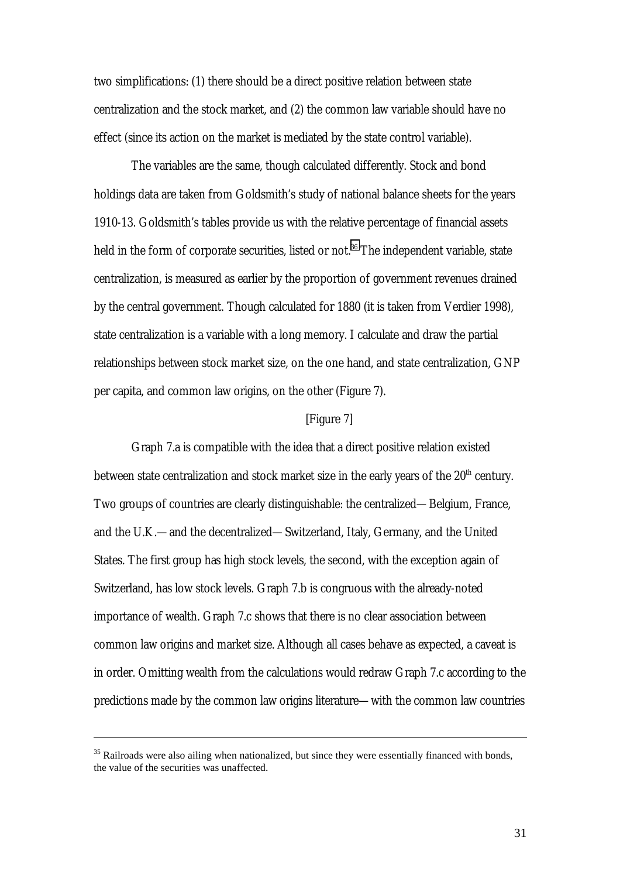two simplifications: (1) there should be a direct positive relation between state centralization and the stock market, and (2) the common law variable should have no effect (since its action on the market is mediated by the state control variable).

The variables are the same, though calculated differently. Stock and bond holdings data are taken from Goldsmith's study of national balance sheets for the years 1910-13. Goldsmith's tables provide us with the relative percentage of financial assets held in the form of corporate securities, listed or not.[36] The independent variable, state centralization, is measured as earlier by the proportion of government revenues drained by the central government. Though calculated for 1880 (it is taken from Verdier 1998), state centralization is a variable with a long memory. I calculate and draw the partial relationships between stock market size, on the one hand, and state centralization, GNP per capita, and common law origins, on the other (Figure 7).

[Figure 7]

Graph 7.a is compatible with the idea that a direct positive relation existed between state centralization and stock market size in the early years of the 20th century. Two groups of countries are clearly distinguishable: the centralized—Belgium, France, and the U.K.—and the decentralized—Switzerland, Italy, Germany, and the United States. The first group has high stock levels, the second, with the exception again of Switzerland, has low stock levels. Graph 7.b is congruous with the already-noted importance of wealth. Graph 7.c shows that there is no clear association between common law origins and market size. Although all cases behave as expected, a caveat is in order. Omitting wealth from the calculations would redraw Graph 7.c according to the predictions made by the common law origins literature—with the common law countries

---

[35] Railroads were also ailing when nationalized, but since they were essentially financed with bonds, the value of the securities was unaffected.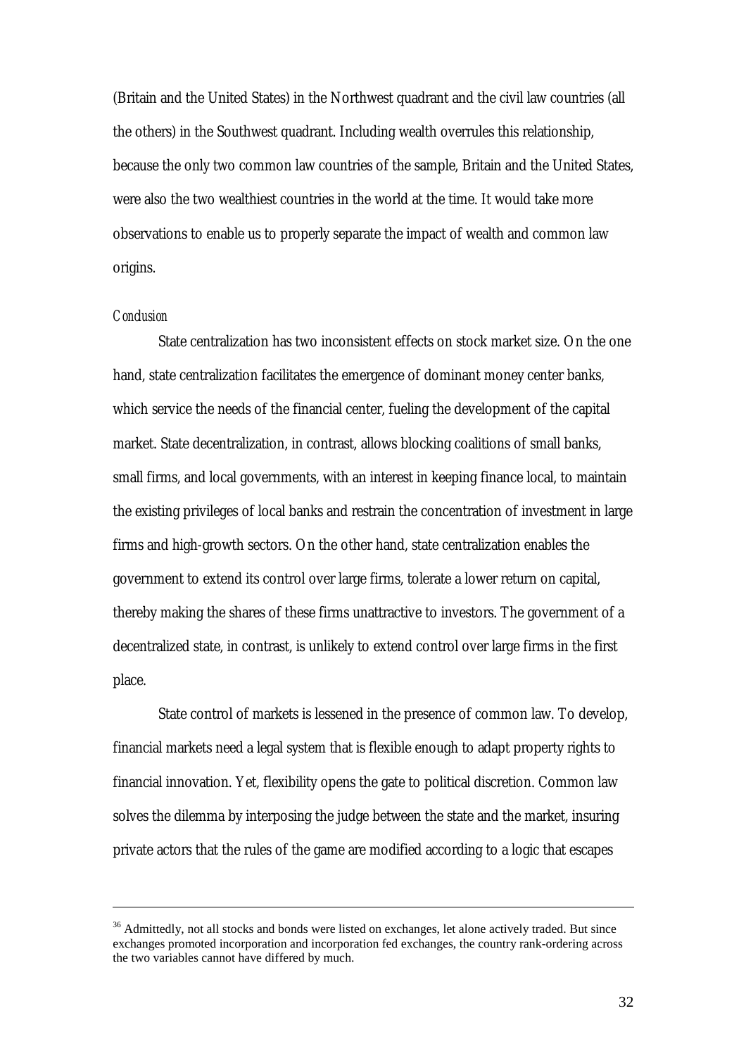(Britain and the United States) in the Northwest quadrant and the civil law countries (all the others) in the Southwest quadrant. Including wealth overrules this relationship, because the only two common law countries of the sample, Britain and the United States, were also the two wealthiest countries in the world at the time. It would take more observations to enable us to properly separate the impact of wealth and common law origins.

*Conclusion*

State centralization has two inconsistent effects on stock market size. On the one hand, state centralization facilitates the emergence of dominant money center banks, which service the needs of the financial center, fueling the development of the capital market. State decentralization, in contrast, allows blocking coalitions of small banks, small firms, and local governments, with an interest in keeping finance local, to maintain the existing privileges of local banks and restrain the concentration of investment in large firms and high-growth sectors. On the other hand, state centralization enables the government to extend its control over large firms, tolerate a lower return on capital, thereby making the shares of these firms unattractive to investors. The government of a decentralized state, in contrast, is unlikely to extend control over large firms in the first place.

State control of markets is lessened in the presence of common law. To develop, financial markets need a legal system that is flexible enough to adapt property rights to financial innovation. Yet, flexibility opens the gate to political discretion. Common law solves the dilemma by interposing the judge between the state and the market, insuring private actors that the rules of the game are modified according to a logic that escapes

---

[36] Admittedly, not all stocks and bonds were listed on exchanges, let alone actively traded. But since exchanges promoted incorporation and incorporation fed exchanges, the country rank-ordering across the two variables cannot have differed by much.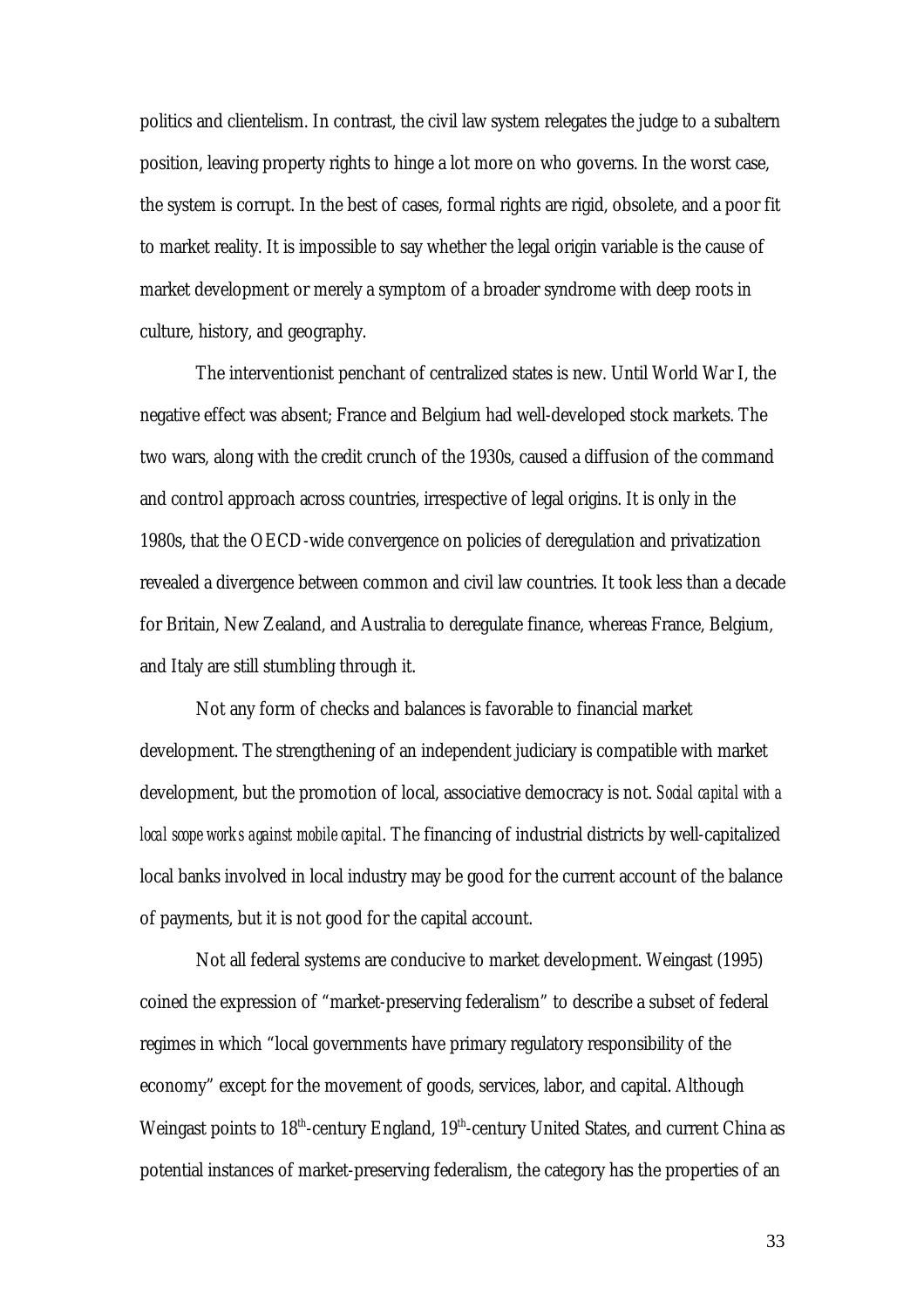politics and clientelism. In contrast, the civil law system relegates the judge to a subaltern position, leaving property rights to hinge a lot more on who governs. In the worst case, the system is corrupt. In the best of cases, formal rights are rigid, obsolete, and a poor fit to market reality. It is impossible to say whether the legal origin variable is the cause of market development or merely a symptom of a broader syndrome with deep roots in culture, history, and geography.

The interventionist penchant of centralized states is new. Until World War I, the negative effect was absent; France and Belgium had well-developed stock markets. The two wars, along with the credit crunch of the 1930s, caused a diffusion of the command and control approach across countries, irrespective of legal origins. It is only in the 1980s, that the OECD-wide convergence on policies of deregulation and privatization revealed a divergence between common and civil law countries. It took less than a decade for Britain, New Zealand, and Australia to deregulate finance, whereas France, Belgium, and Italy are still stumbling through it.

Not any form of checks and balances is favorable to financial market development. The strengthening of an independent judiciary is compatible with market development, but the promotion of local, associative democracy is not. *Social capital with a local scope works against mobile capital*. The financing of industrial districts by well-capitalized local banks involved in local industry may be good for the current account of the balance of payments, but it is not good for the capital account.

Not all federal systems are conducive to market development. Weingast (1995) coined the expression of "market-preserving federalism" to describe a subset of federal regimes in which "local governments have primary regulatory responsibility of the economy" except for the movement of goods, services, labor, and capital. Although Weingast points to 18th-century England, 19th-century United States, and current China as potential instances of market-preserving federalism, the category has the properties of an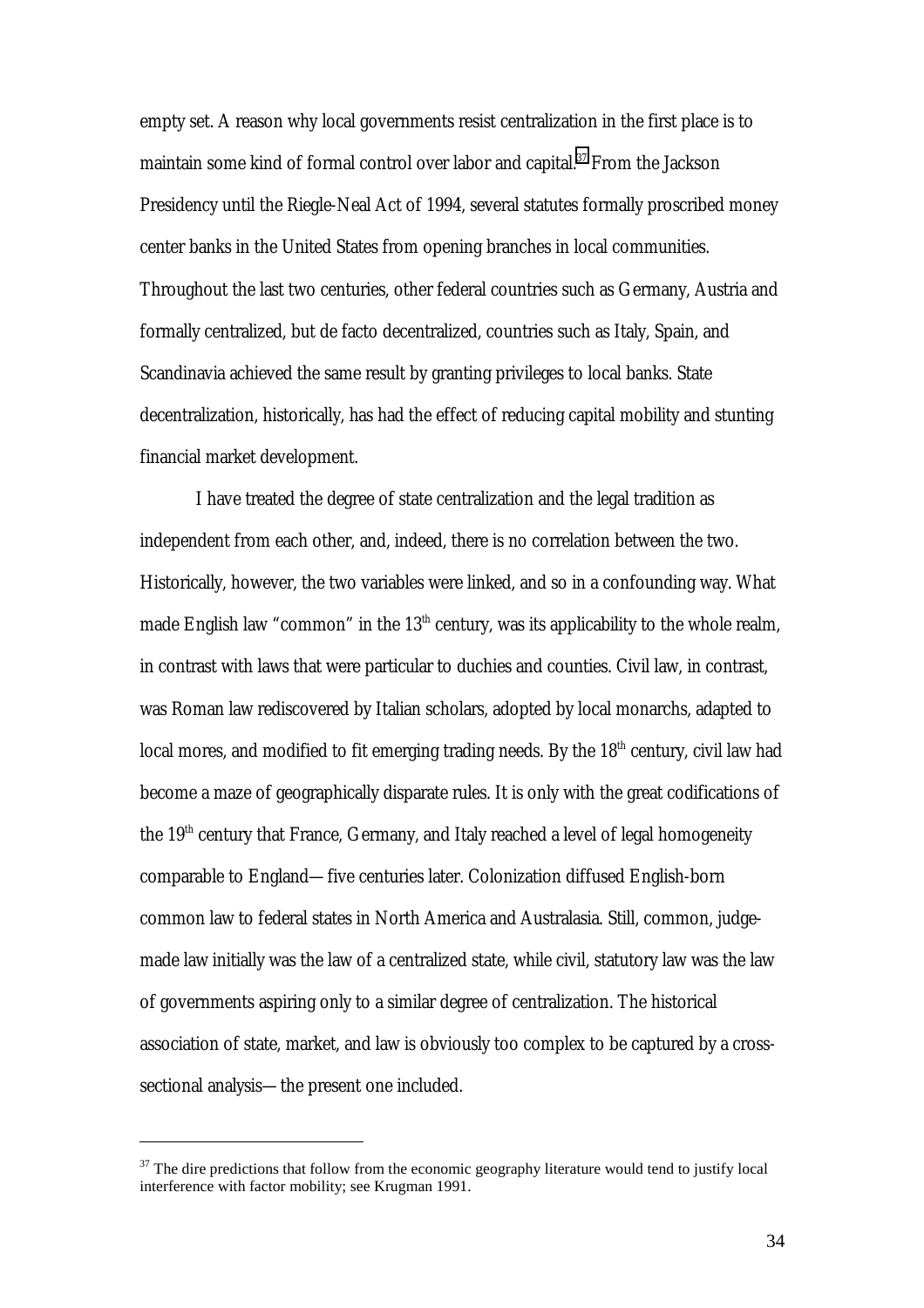empty set. A reason why local governments resist centralization in the first place is to maintain some kind of formal control over labor and capital.[37] From the Jackson Presidency until the Riegle-Neal Act of 1994, several statutes formally proscribed money center banks in the United States from opening branches in local communities. Throughout the last two centuries, other federal countries such as Germany, Austria and formally centralized, but de facto decentralized, countries such as Italy, Spain, and Scandinavia achieved the same result by granting privileges to local banks. State decentralization, historically, has had the effect of reducing capital mobility and stunting financial market development.

I have treated the degree of state centralization and the legal tradition as independent from each other, and, indeed, there is no correlation between the two. Historically, however, the two variables were linked, and so in a confounding way. What made English law "common" in the 13th century, was its applicability to the whole realm, in contrast with laws that were particular to duchies and counties. Civil law, in contrast, was Roman law rediscovered by Italian scholars, adopted by local monarchs, adapted to local mores, and modified to fit emerging trading needs. By the 18th century, civil law had become a maze of geographically disparate rules. It is only with the great codifications of the 19th century that France, Germany, and Italy reached a level of legal homogeneity comparable to England—five centuries later. Colonization diffused English-born common law to federal states in North America and Australasia. Still, common, judge-made law initially was the law of a centralized state, while civil, statutory law was the law of governments aspiring only to a similar degree of centralization. The historical association of state, market, and law is obviously too complex to be captured by a cross-sectional analysis—the present one included.

---

[37] The dire predictions that follow from the economic geography literature would tend to justify local interference with factor mobility; see Krugman 1991.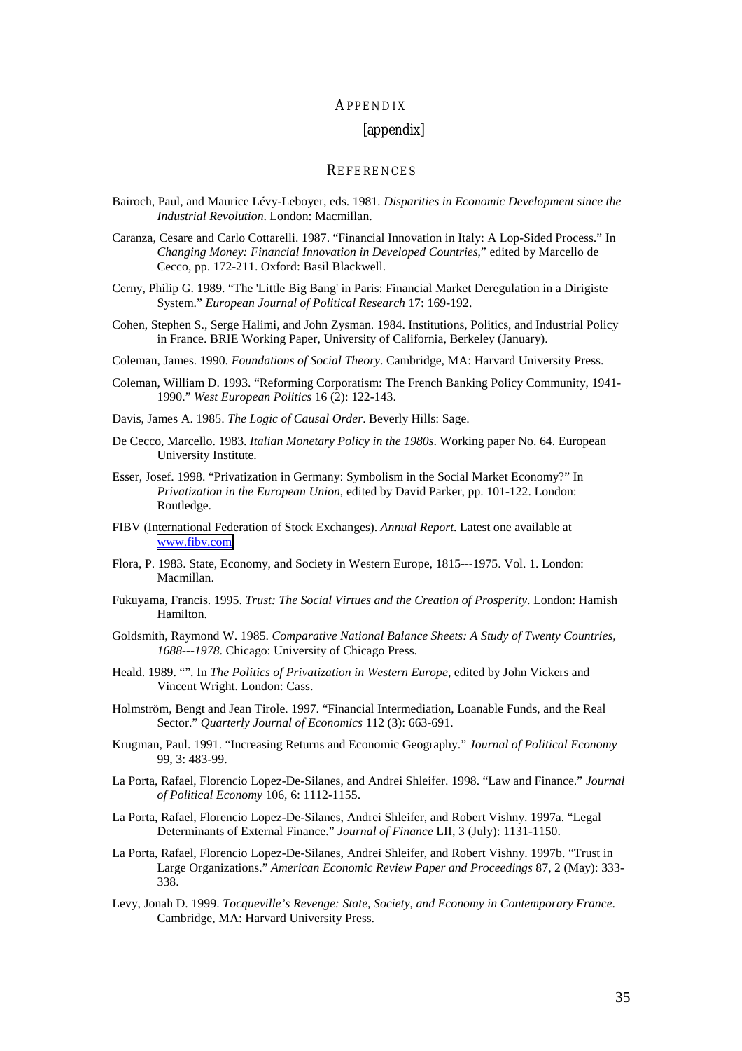## APPENDIX

[appendix]

## REFERENCES

Bairoch, Paul, and Maurice Lévy-Leboyer, eds. 1981. *Disparities in Economic Development since the Industrial Revolution*. London: Macmillan.

Caranza, Cesare and Carlo Cottarelli. 1987. "Financial Innovation in Italy: A Lop-Sided Process." In *Changing Money: Financial Innovation in Developed Countries*," edited by Marcello de Cecco, pp. 172-211. Oxford: Basil Blackwell.

Cerny, Philip G. 1989. "The 'Little Big Bang' in Paris: Financial Market Deregulation in a Dirigiste System." *European Journal of Political Research* 17: 169-192.

Cohen, Stephen S., Serge Halimi, and John Zysman. 1984. Institutions, Politics, and Industrial Policy in France. BRIE Working Paper, University of California, Berkeley (January).

Coleman, James. 1990. *Foundations of Social Theory*. Cambridge, MA: Harvard University Press.

Coleman, William D. 1993. "Reforming Corporatism: The French Banking Policy Community, 1941-1990." *West European Politics* 16 (2): 122-143.

Davis, James A. 1985. *The Logic of Causal Order*. Beverly Hills: Sage.

De Cecco, Marcello. 1983. *Italian Monetary Policy in the 1980s*. Working paper No. 64. European University Institute.

Esser, Josef. 1998. "Privatization in Germany: Symbolism in the Social Market Economy?" In *Privatization in the European Union*, edited by David Parker, pp. 101-122. London: Routledge.

FIBV (International Federation of Stock Exchanges). *Annual Report*. Latest one available at www.fibv.com

Flora, P. 1983. State, Economy, and Society in Western Europe, 1815---1975. Vol. 1. London: Macmillan.

Fukuyama, Francis. 1995. *Trust: The Social Virtues and the Creation of Prosperity*. London: Hamish Hamilton.

Goldsmith, Raymond W. 1985. *Comparative National Balance Sheets: A Study of Twenty Countries, 1688---1978*. Chicago: University of Chicago Press.

Heald. 1989. "". In *The Politics of Privatization in Western Europe*, edited by John Vickers and Vincent Wright. London: Cass.

Holmström, Bengt and Jean Tirole. 1997. "Financial Intermediation, Loanable Funds, and the Real Sector." *Quarterly Journal of Economics* 112 (3): 663-691.

Krugman, Paul. 1991. "Increasing Returns and Economic Geography." *Journal of Political Economy* 99, 3: 483-99.

La Porta, Rafael, Florencio Lopez-De-Silanes, and Andrei Shleifer. 1998. "Law and Finance." *Journal of Political Economy* 106, 6: 1112-1155.

La Porta, Rafael, Florencio Lopez-De-Silanes, Andrei Shleifer, and Robert Vishny. 1997a. "Legal Determinants of External Finance." *Journal of Finance* LII, 3 (July): 1131-1150.

La Porta, Rafael, Florencio Lopez-De-Silanes, Andrei Shleifer, and Robert Vishny. 1997b. "Trust in Large Organizations." *American Economic Review Paper and Proceedings* 87, 2 (May): 333-338.

Levy, Jonah D. 1999. *Tocqueville's Revenge: State, Society, and Economy in Contemporary France*. Cambridge, MA: Harvard University Press.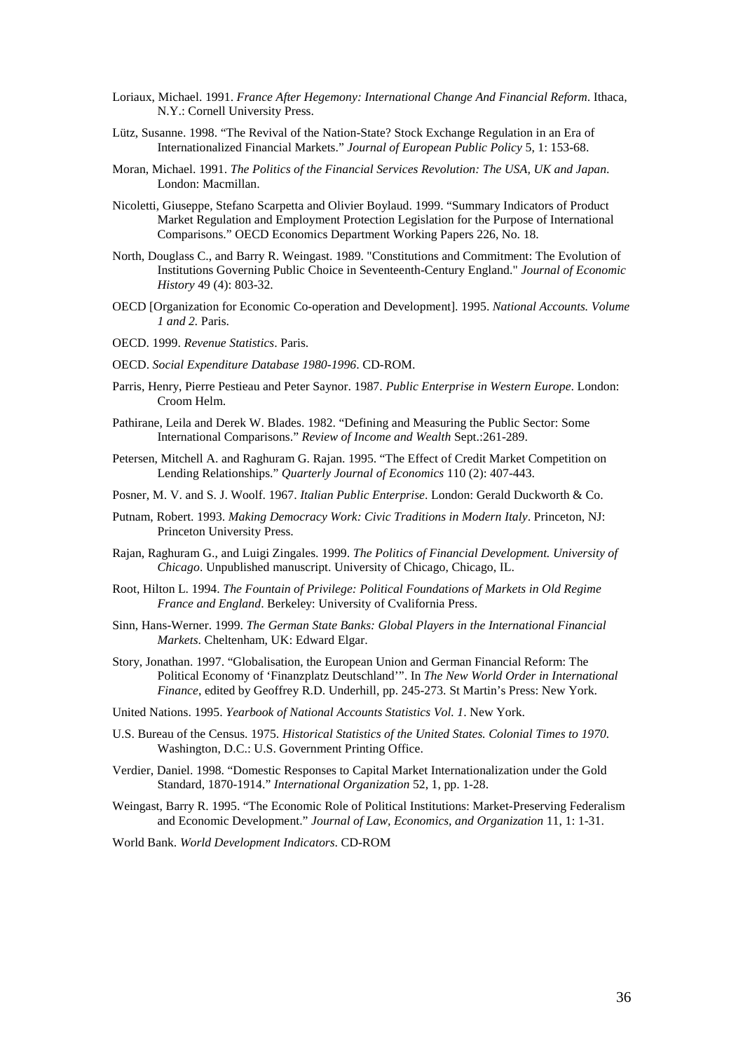Loriaux, Michael. 1991. *France After Hegemony: International Change And Financial Reform*. Ithaca, N.Y.: Cornell University Press.

Lütz, Susanne. 1998. "The Revival of the Nation-State? Stock Exchange Regulation in an Era of Internationalized Financial Markets." *Journal of European Public Policy* 5, 1: 153-68.

Moran, Michael. 1991. *The Politics of the Financial Services Revolution: The USA, UK and Japan*. London: Macmillan.

Nicoletti, Giuseppe, Stefano Scarpetta and Olivier Boylaud. 1999. "Summary Indicators of Product Market Regulation and Employment Protection Legislation for the Purpose of International Comparisons." OECD Economics Department Working Papers 226, No. 18.

North, Douglass C., and Barry R. Weingast. 1989. "Constitutions and Commitment: The Evolution of Institutions Governing Public Choice in Seventeenth-Century England." *Journal of Economic History* 49 (4): 803-32.

OECD [Organization for Economic Co-operation and Development]. 1995. *National Accounts. Volume 1 and 2*. Paris.

OECD. 1999. *Revenue Statistics*. Paris.

OECD. *Social Expenditure Database 1980-1996*. CD-ROM.

Parris, Henry, Pierre Pestieau and Peter Saynor. 1987. *Public Enterprise in Western Europe*. London: Croom Helm.

Pathirane, Leila and Derek W. Blades. 1982. "Defining and Measuring the Public Sector: Some International Comparisons." *Review of Income and Wealth* Sept.:261-289.

Petersen, Mitchell A. and Raghuram G. Rajan. 1995. "The Effect of Credit Market Competition on Lending Relationships." *Quarterly Journal of Economics* 110 (2): 407-443.

Posner, M. V. and S. J. Woolf. 1967. *Italian Public Enterprise*. London: Gerald Duckworth & Co.

Putnam, Robert. 1993. *Making Democracy Work: Civic Traditions in Modern Italy*. Princeton, NJ: Princeton University Press.

Rajan, Raghuram G., and Luigi Zingales. 1999. *The Politics of Financial Development. University of Chicago*. Unpublished manuscript. University of Chicago, Chicago, IL.

Root, Hilton L. 1994. *The Fountain of Privilege: Political Foundations of Markets in Old Regime France and England*. Berkeley: University of Cvalifornia Press.

Sinn, Hans-Werner. 1999. *The German State Banks: Global Players in the International Financial Markets*. Cheltenham, UK: Edward Elgar.

Story, Jonathan. 1997. "Globalisation, the European Union and German Financial Reform: The Political Economy of 'Finanzplatz Deutschland'". In *The New World Order in International Finance*, edited by Geoffrey R.D. Underhill, pp. 245-273. St Martin's Press: New York.

United Nations. 1995. *Yearbook of National Accounts Statistics Vol. 1*. New York.

U.S. Bureau of the Census. 1975. *Historical Statistics of the United States. Colonial Times to 1970.* Washington, D.C.: U.S. Government Printing Office.

Verdier, Daniel. 1998. "Domestic Responses to Capital Market Internationalization under the Gold Standard, 1870-1914." *International Organization* 52, 1, pp. 1-28.

Weingast, Barry R. 1995. "The Economic Role of Political Institutions: Market-Preserving Federalism and Economic Development." *Journal of Law, Economics, and Organization* 11, 1: 1-31.

World Bank. *World Development Indicators*. CD-ROM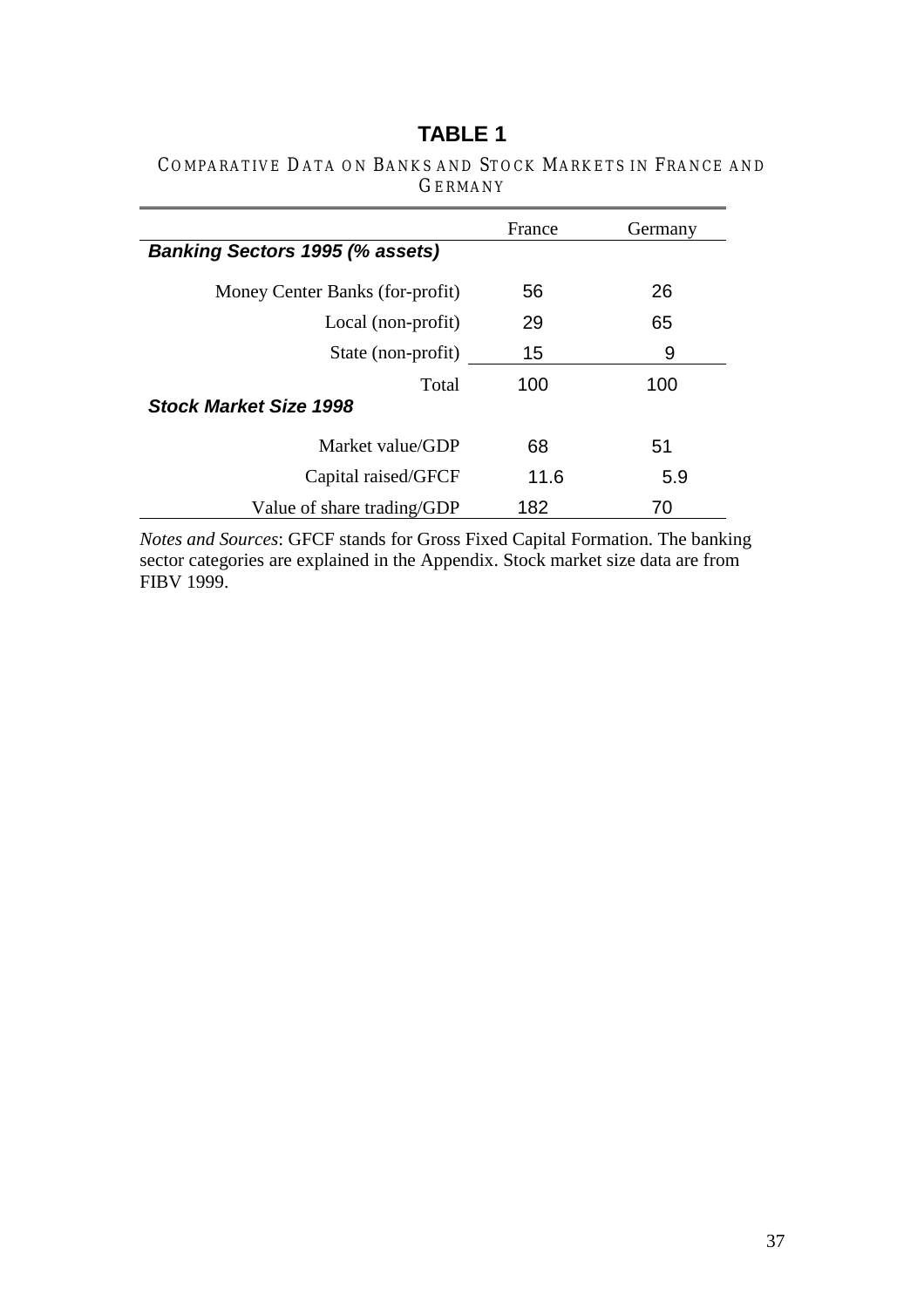# TABLE 1

COMPARATIVE DATA ON BANKS AND STOCK MARKETS IN FRANCE AND GERMANY

| | France | Germany |
|---|---|---|
| ***Banking Sectors 1995 (% assets)*** | | |
| Money Center Banks (for-profit) | 56 | 26 |
| Local (non-profit) | 29 | 65 |
| State (non-profit) | 15 | 9 |
| Total | 100 | 100 |
| ***Stock Market Size 1998*** | | |
| Market value/GDP | 68 | 51 |
| Capital raised/GFCF | 11.6 | 5.9 |
| Value of share trading/GDP | 182 | 70 |

*Notes and Sources*: GFCF stands for Gross Fixed Capital Formation. The banking sector categories are explained in the Appendix. Stock market size data are from FIBV 1999.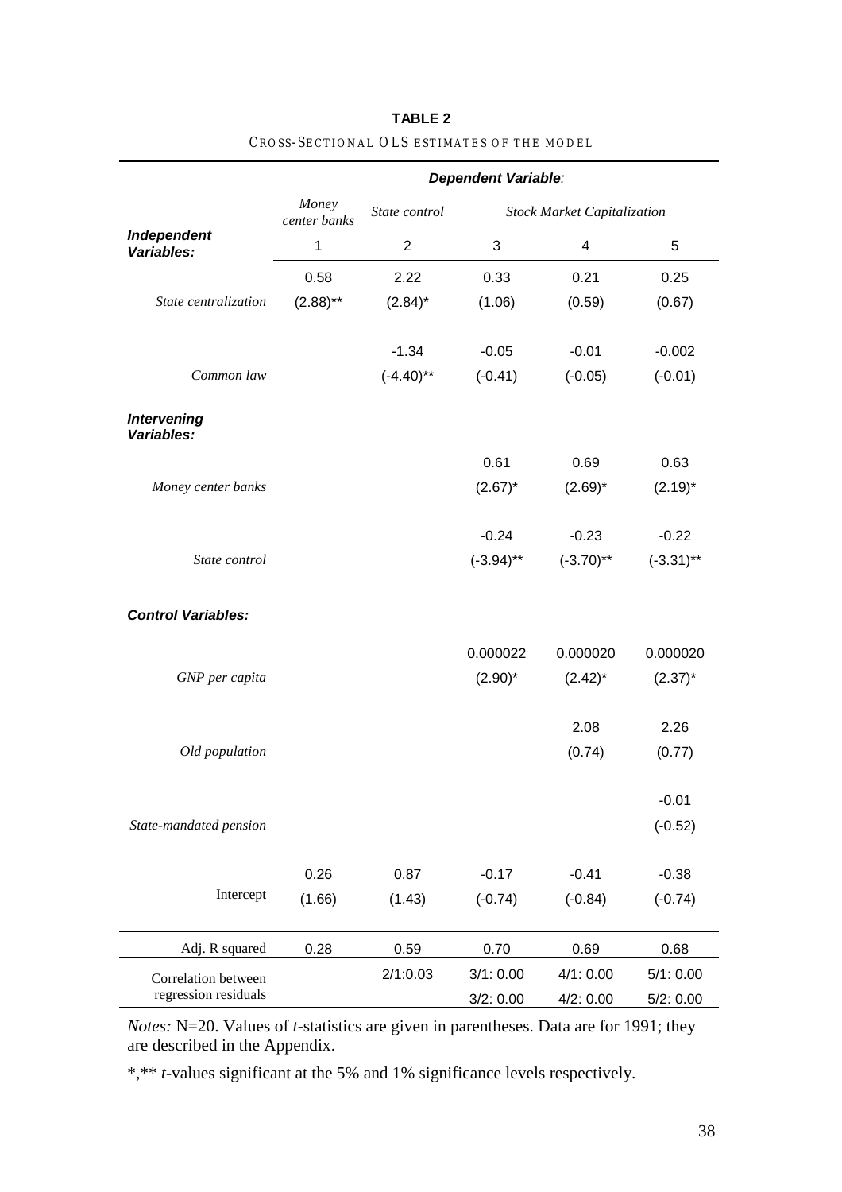**TABLE 2**

CROSS-SECTIONAL OLS ESTIMATES OF THE MODEL

| | *Dependent Variable:* | | | | |
|---|---|---|---|---|---|
| | *Money center banks* | *State control* | *Stock Market Capitalization* | | |
| ***Independent Variables:*** | 1 | 2 | 3 | 4 | 5 |
| *State centralization* | 0.58<br>(2.88)** | 2.22<br>(2.84)* | 0.33<br>(1.06) | 0.21<br>(0.59) | 0.25<br>(0.67) |
| *Common law* | | -1.34<br>(-4.40)** | -0.05<br>(-0.41) | -0.01<br>(-0.05) | -0.002<br>(-0.01) |
| ***Intervening Variables:*** | | | | | |
| *Money center banks* | | | 0.61<br>(2.67)* | 0.69<br>(2.69)* | 0.63<br>(2.19)* |
| *State control* | | | -0.24<br>(-3.94)** | -0.23<br>(-3.70)** | -0.22<br>(-3.31)** |
| ***Control Variables:*** | | | | | |
| *GNP per capita* | | | 0.000022<br>(2.90)* | 0.000020<br>(2.42)* | 0.000020<br>(2.37)* |
| *Old population* | | | | 2.08<br>(0.74) | 2.26<br>(0.77) |
| *State-mandated pension* | | | | | -0.01<br>(-0.52) |
| Intercept | 0.26<br>(1.66) | 0.87<br>(1.43) | -0.17<br>(-0.74) | -0.41<br>(-0.84) | -0.38<br>(-0.74) |
| Adj. R squared | 0.28 | 0.59 | 0.70 | 0.69 | 0.68 |
| Correlation between regression residuals | | 2/1:0.03 | 3/1: 0.00<br>3/2: 0.00 | 4/1: 0.00<br>4/2: 0.00 | 5/1: 0.00<br>5/2: 0.00 |

*Notes:* N=20. Values of *t*-statistics are given in parentheses. Data are for 1991; they are described in the Appendix.

*,** *t*-values significant at the 5% and 1% significance levels respectively.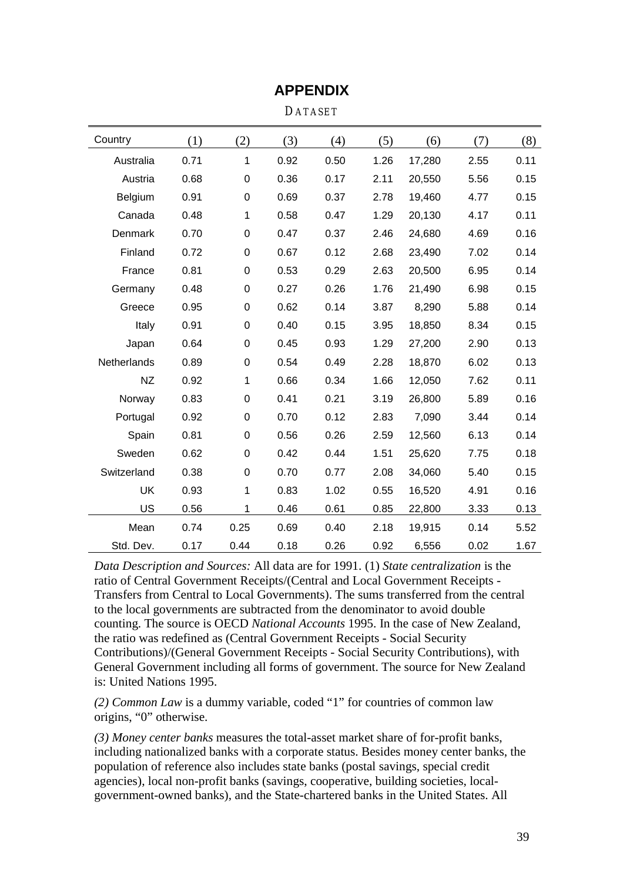# APPENDIX

DATASET

| Country | (1) | (2) | (3) | (4) | (5) | (6) | (7) | (8) |
|---|---|---|---|---|---|---|---|---|
| Australia | 0.71 | 1 | 0.92 | 0.50 | 1.26 | 17,280 | 2.55 | 0.11 |
| Austria | 0.68 | 0 | 0.36 | 0.17 | 2.11 | 20,550 | 5.56 | 0.15 |
| Belgium | 0.91 | 0 | 0.69 | 0.37 | 2.78 | 19,460 | 4.77 | 0.15 |
| Canada | 0.48 | 1 | 0.58 | 0.47 | 1.29 | 20,130 | 4.17 | 0.11 |
| Denmark | 0.70 | 0 | 0.47 | 0.37 | 2.46 | 24,680 | 4.69 | 0.16 |
| Finland | 0.72 | 0 | 0.67 | 0.12 | 2.68 | 23,490 | 7.02 | 0.14 |
| France | 0.81 | 0 | 0.53 | 0.29 | 2.63 | 20,500 | 6.95 | 0.14 |
| Germany | 0.48 | 0 | 0.27 | 0.26 | 1.76 | 21,490 | 6.98 | 0.15 |
| Greece | 0.95 | 0 | 0.62 | 0.14 | 3.87 | 8,290 | 5.88 | 0.14 |
| Italy | 0.91 | 0 | 0.40 | 0.15 | 3.95 | 18,850 | 8.34 | 0.15 |
| Japan | 0.64 | 0 | 0.45 | 0.93 | 1.29 | 27,200 | 2.90 | 0.13 |
| Netherlands | 0.89 | 0 | 0.54 | 0.49 | 2.28 | 18,870 | 6.02 | 0.13 |
| NZ | 0.92 | 1 | 0.66 | 0.34 | 1.66 | 12,050 | 7.62 | 0.11 |
| Norway | 0.83 | 0 | 0.41 | 0.21 | 3.19 | 26,800 | 5.89 | 0.16 |
| Portugal | 0.92 | 0 | 0.70 | 0.12 | 2.83 | 7,090 | 3.44 | 0.14 |
| Spain | 0.81 | 0 | 0.56 | 0.26 | 2.59 | 12,560 | 6.13 | 0.14 |
| Sweden | 0.62 | 0 | 0.42 | 0.44 | 1.51 | 25,620 | 7.75 | 0.18 |
| Switzerland | 0.38 | 0 | 0.70 | 0.77 | 2.08 | 34,060 | 5.40 | 0.15 |
| UK | 0.93 | 1 | 0.83 | 1.02 | 0.55 | 16,520 | 4.91 | 0.16 |
| US | 0.56 | 1 | 0.46 | 0.61 | 0.85 | 22,800 | 3.33 | 0.13 |
| Mean | 0.74 | 0.25 | 0.69 | 0.40 | 2.18 | 19,915 | 0.14 | 5.52 |
| Std. Dev. | 0.17 | 0.44 | 0.18 | 0.26 | 0.92 | 6,556 | 0.02 | 1.67 |

*Data Description and Sources:* All data are for 1991. (1) *State centralization* is the ratio of Central Government Receipts/(Central and Local Government Receipts - Transfers from Central to Local Governments). The sums transferred from the central to the local governments are subtracted from the denominator to avoid double counting. The source is OECD *National Accounts* 1995. In the case of New Zealand, the ratio was redefined as (Central Government Receipts - Social Security Contributions)/(General Government Receipts - Social Security Contributions), with General Government including all forms of government. The source for New Zealand is: United Nations 1995.

*(2) Common Law* is a dummy variable, coded "1" for countries of common law origins, "0" otherwise.

*(3) Money center banks* measures the total-asset market share of for-profit banks, including nationalized banks with a corporate status. Besides money center banks, the population of reference also includes state banks (postal savings, special credit agencies), local non-profit banks (savings, cooperative, building societies, local-government-owned banks), and the State-chartered banks in the United States. All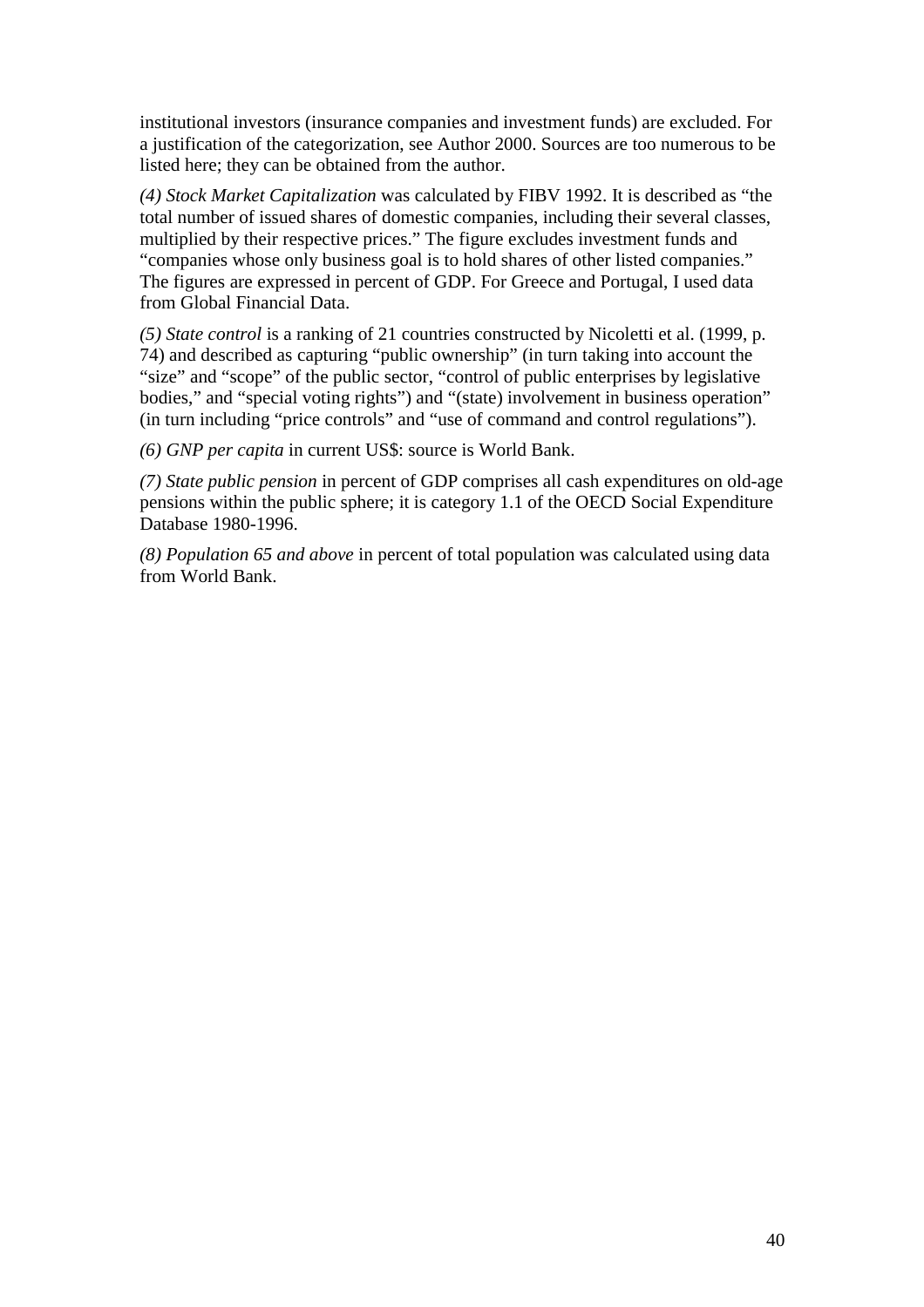institutional investors (insurance companies and investment funds) are excluded. For a justification of the categorization, see Author 2000. Sources are too numerous to be listed here; they can be obtained from the author.

*(4) Stock Market Capitalization* was calculated by FIBV 1992. It is described as "the total number of issued shares of domestic companies, including their several classes, multiplied by their respective prices." The figure excludes investment funds and "companies whose only business goal is to hold shares of other listed companies." The figures are expressed in percent of GDP. For Greece and Portugal, I used data from Global Financial Data.

*(5) State control* is a ranking of 21 countries constructed by Nicoletti et al. (1999, p. 74) and described as capturing "public ownership" (in turn taking into account the "size" and "scope" of the public sector, "control of public enterprises by legislative bodies," and "special voting rights") and "(state) involvement in business operation" (in turn including "price controls" and "use of command and control regulations").

*(6) GNP per capita* in current US$: source is World Bank.

*(7) State public pension* in percent of GDP comprises all cash expenditures on old-age pensions within the public sphere; it is category 1.1 of the OECD Social Expenditure Database 1980-1996.

*(8) Population 65 and above* in percent of total population was calculated using data from World Bank.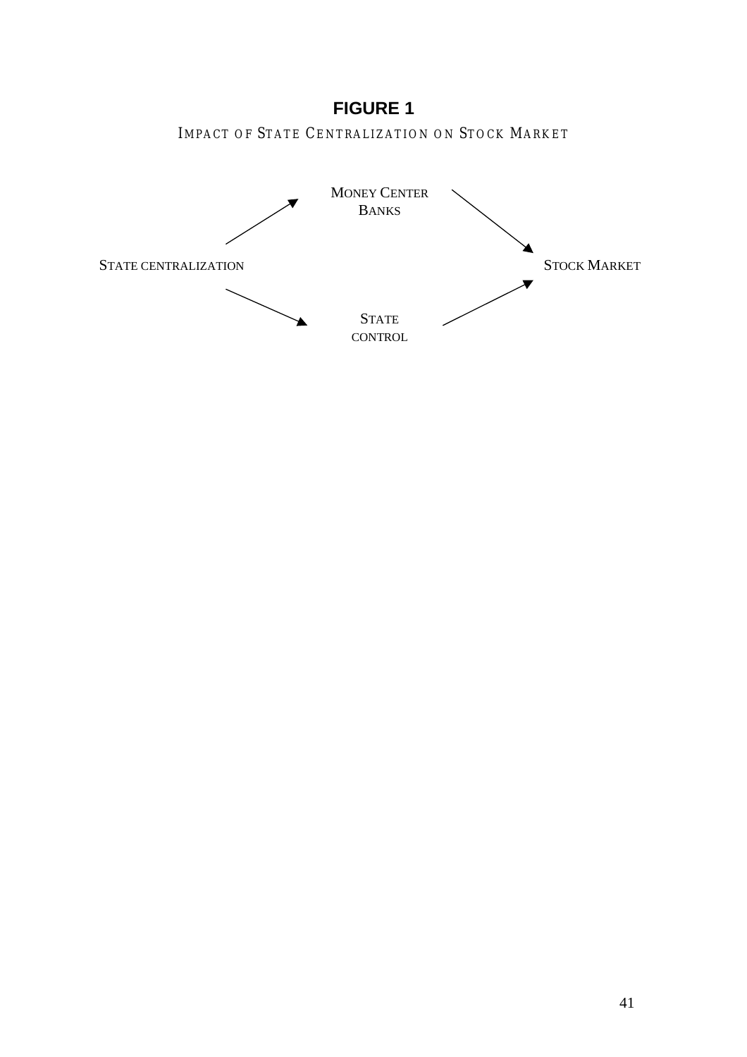**FIGURE 1**

IMPACT OF STATE CENTRALIZATION ON STOCK MARKET

MONEY CENTER BANKS

STATE CENTRALIZATION

STOCK MARKET

STATE CONTROL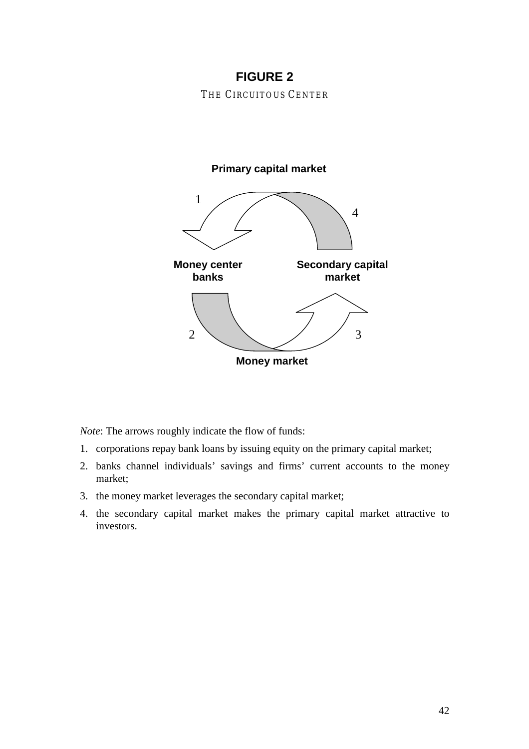**FIGURE 2**

THE CIRCUITOUS CENTER

Primary capital market

1

4

Money center banks

Secondary capital market

2

3

Money market

*Note*: The arrows roughly indicate the flow of funds:

1. corporations repay bank loans by issuing equity on the primary capital market;
2. banks channel individuals' savings and firms' current accounts to the money market;
3. the money market leverages the secondary capital market;
4. the secondary capital market makes the primary capital market attractive to investors.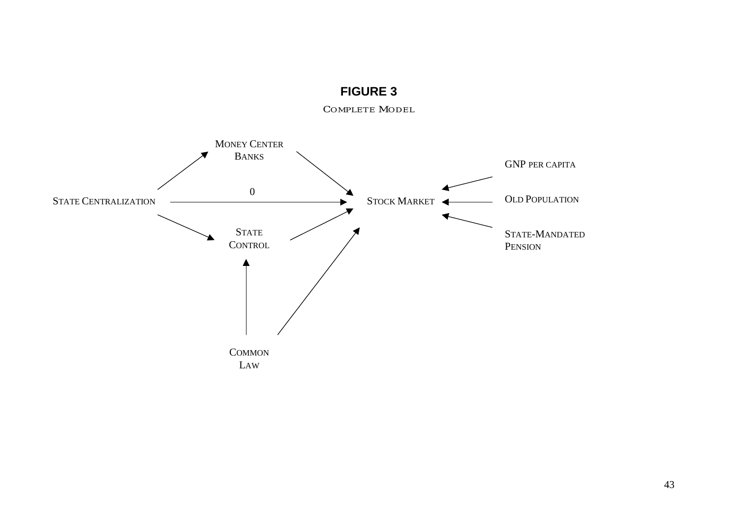**FIGURE 3**

COMPLETE MODEL

MONEY CENTER BANKS

STATE CENTRALIZATION

0

STOCK MARKET

STATE CONTROL

COMMON LAW

GNP PER CAPITA

OLD POPULATION

STATE-MANDATED PENSION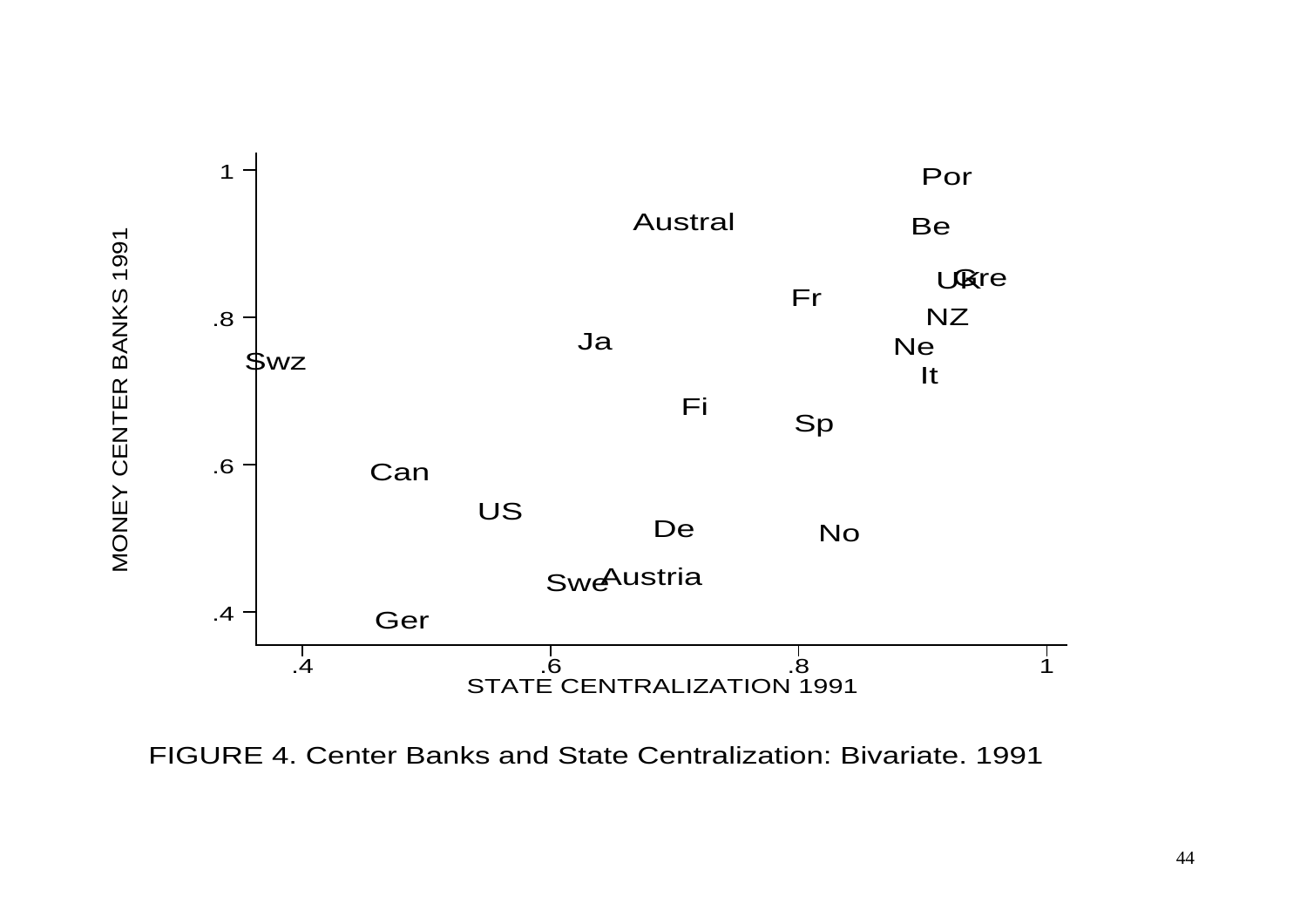FIGURE 4. Center Banks and State Centralization: Bivariate. 1991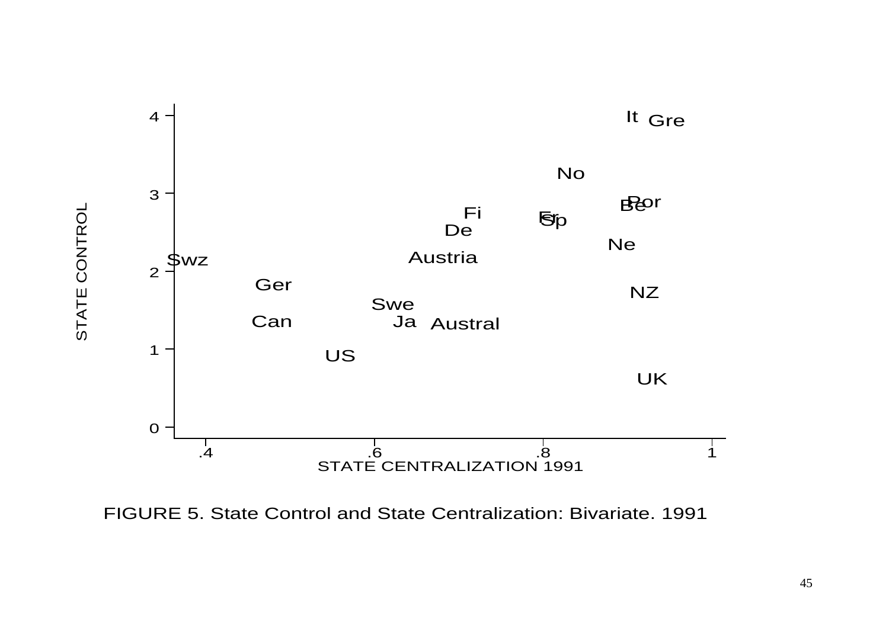FIGURE 5. State Control and State Centralization: Bivariate. 1991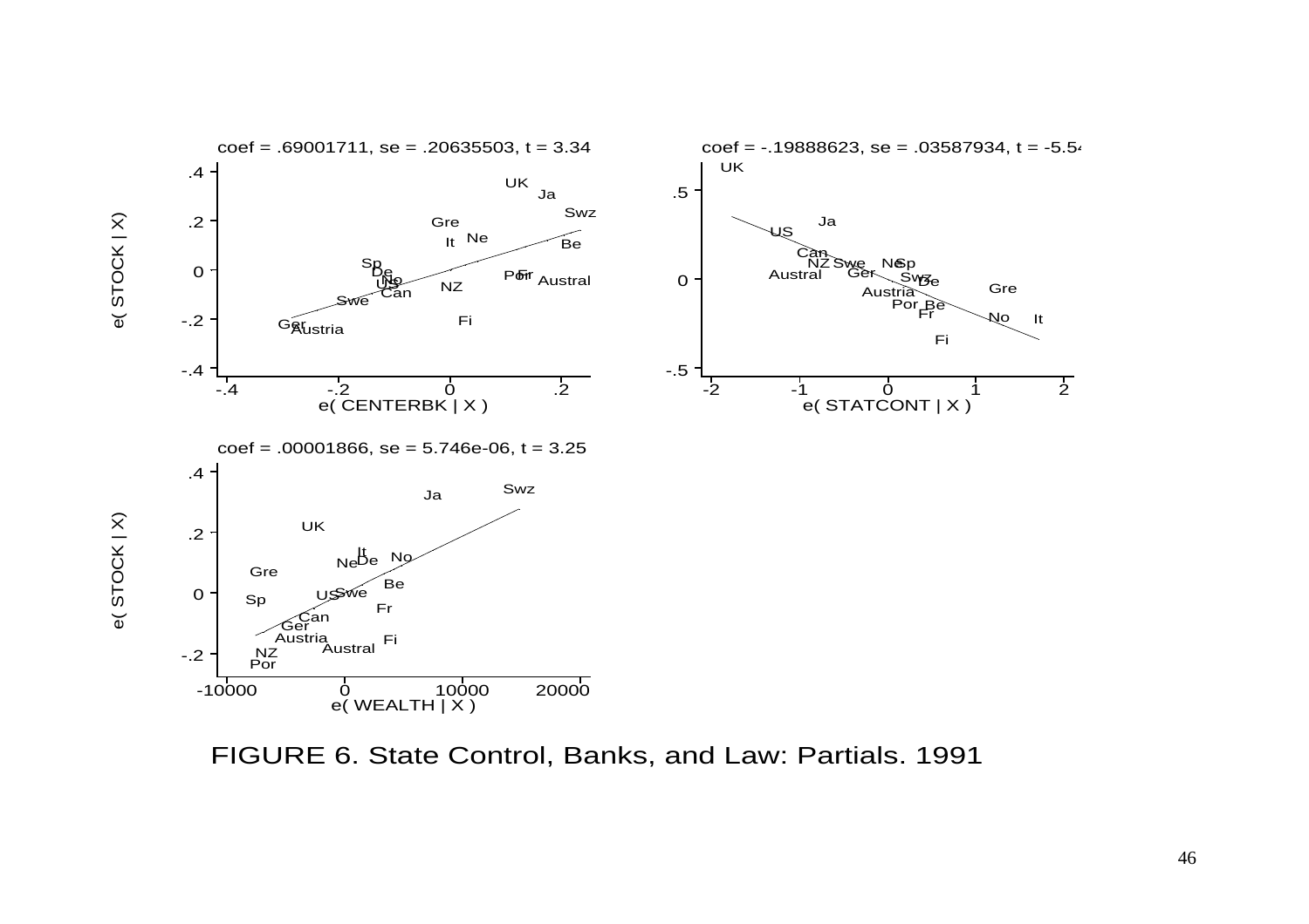coef = .69001711, se = .20635503, t = 3.34

coef = -.19888623, se = .03587934, t = -5.54

coef = .00001866, se = 5.746e-06, t = 3.25

FIGURE 6. State Control, Banks, and Law: Partials. 1991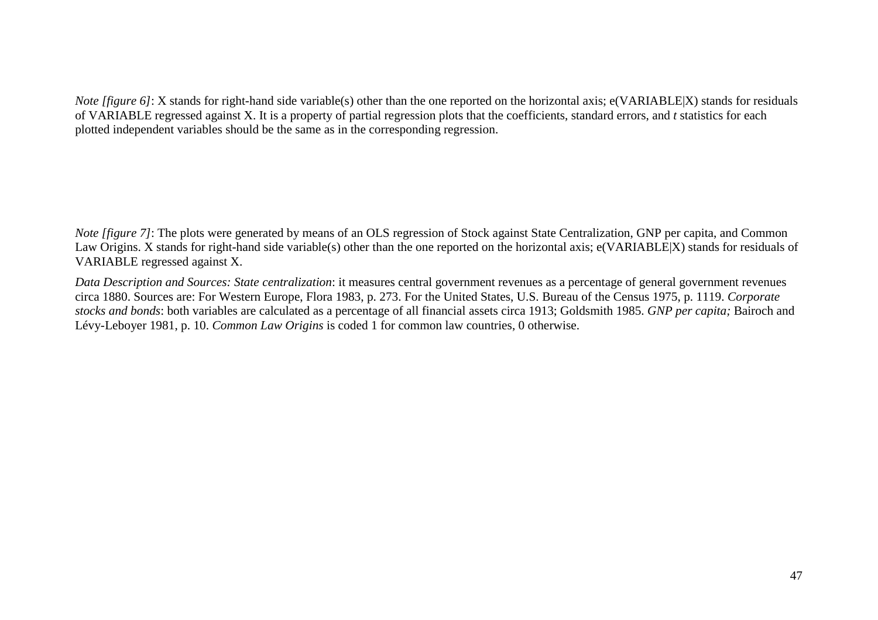*Note [figure 6]*: X stands for right-hand side variable(s) other than the one reported on the horizontal axis; e(VARIABLE|X) stands for residuals of VARIABLE regressed against X. It is a property of partial regression plots that the coefficients, standard errors, and *t* statistics for each plotted independent variables should be the same as in the corresponding regression.

*Note [figure 7]*: The plots were generated by means of an OLS regression of Stock against State Centralization, GNP per capita, and Common Law Origins. X stands for right-hand side variable(s) other than the one reported on the horizontal axis; e(VARIABLE|X) stands for residuals of VARIABLE regressed against X.

*Data Description and Sources: State centralization*: it measures central government revenues as a percentage of general government revenues circa 1880. Sources are: For Western Europe, Flora 1983, p. 273. For the United States, U.S. Bureau of the Census 1975, p. 1119. *Corporate stocks and bonds*: both variables are calculated as a percentage of all financial assets circa 1913; Goldsmith 1985. *GNP per capita;* Bairoch and Lévy-Leboyer 1981, p. 10. *Common Law Origins* is coded 1 for common law countries, 0 otherwise.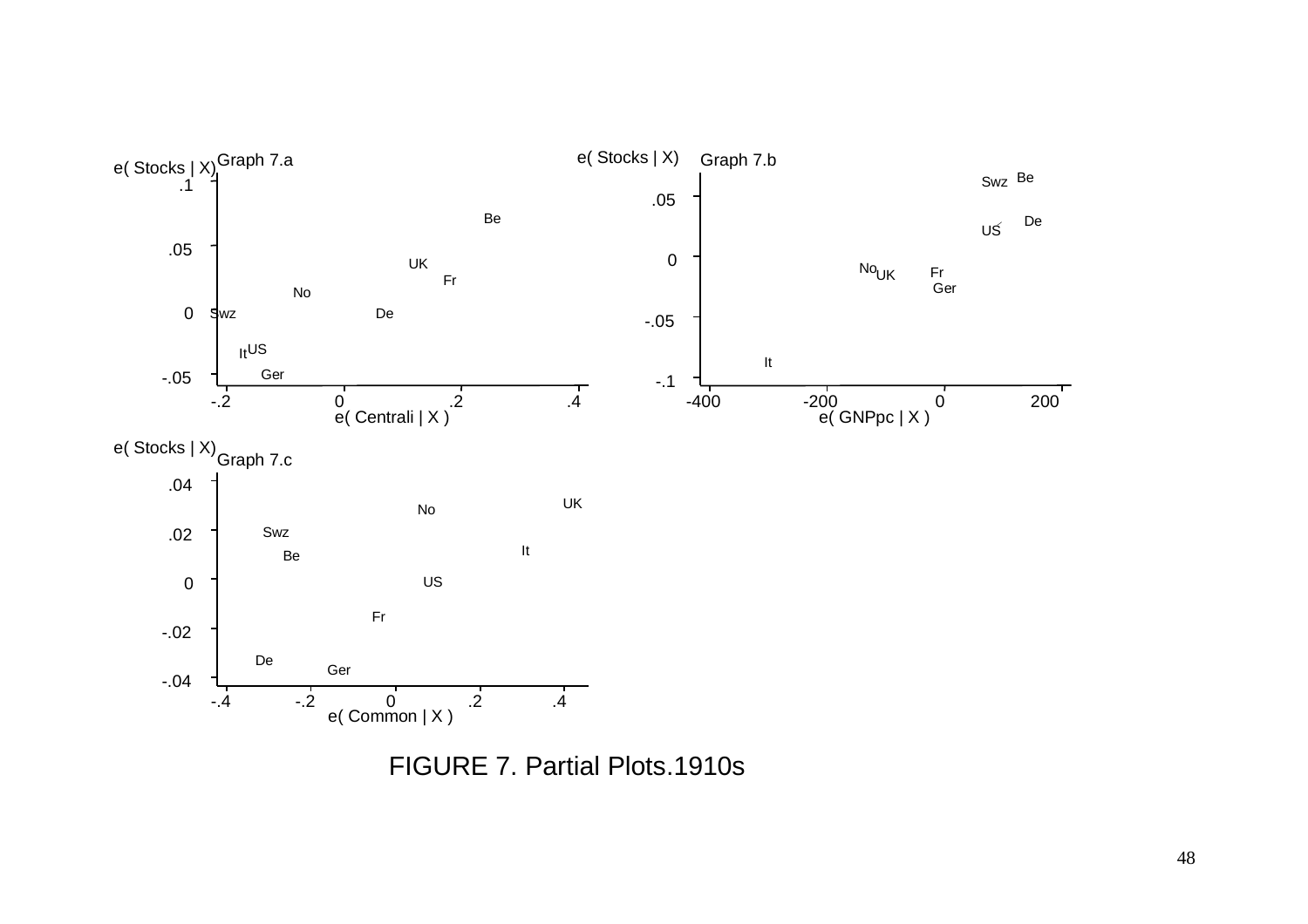Graph 7.a

e( Stocks | X)

.1

.05

0

-.05

Be

UK

Fr

No

Swz

De

It US

Ger

-.2

0

.2

.4

e( Centrali | X )

Graph 7.b

e( Stocks | X)

.05

0

-.05

-.1

Swz Be

US De

No UK Fr

Ger

It

-400

-200

0

200

e( GNPpc | X )

Graph 7.c

e( Stocks | X)

.04

.02

0

-.02

-.04

UK

No

Swz

It

Be

US

Fr

De

Ger

-.4

-.2

0

.2

.4

e( Common | X )

FIGURE 7. Partial Plots.1910s